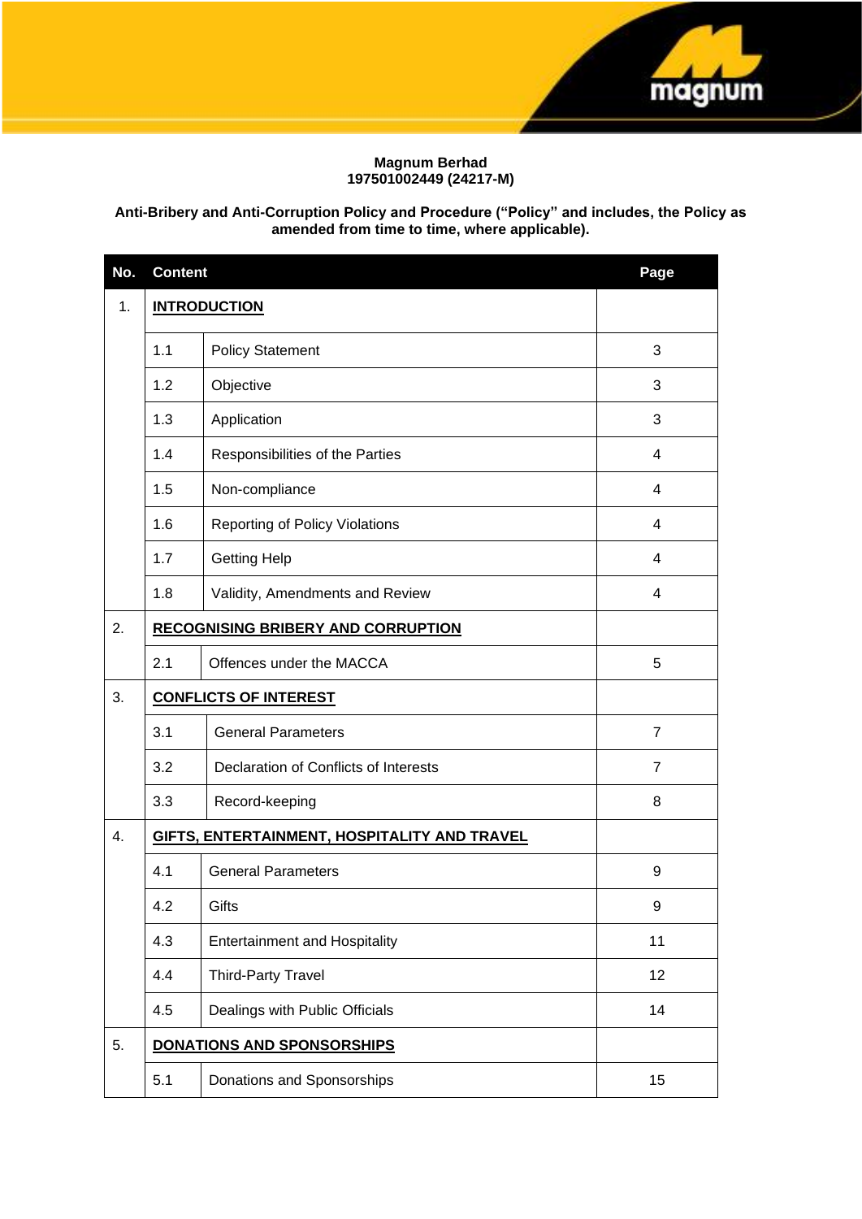**Magnum Berhad**
**197501002449 (24217-M)**

**Anti-Bribery and Anti-Corruption Policy and Procedure ("Policy" and includes, the Policy as amended from time to time, where applicable).**

| No. | Content | | Page |
|---|---|---|---|
| 1. | **INTRODUCTION** | | |
| | 1.1 | Policy Statement | 3 |
| | 1.2 | Objective | 3 |
| | 1.3 | Application | 3 |
| | 1.4 | Responsibilities of the Parties | 4 |
| | 1.5 | Non-compliance | 4 |
| | 1.6 | Reporting of Policy Violations | 4 |
| | 1.7 | Getting Help | 4 |
| | 1.8 | Validity, Amendments and Review | 4 |
| 2. | **RECOGNISING BRIBERY AND CORRUPTION** | | |
| | 2.1 | Offences under the MACCA | 5 |
| 3. | **CONFLICTS OF INTEREST** | | |
| | 3.1 | General Parameters | 7 |
| | 3.2 | Declaration of Conflicts of Interests | 7 |
| | 3.3 | Record-keeping | 8 |
| 4. | **GIFTS, ENTERTAINMENT, HOSPITALITY AND TRAVEL** | | |
| | 4.1 | General Parameters | 9 |
| | 4.2 | Gifts | 9 |
| | 4.3 | Entertainment and Hospitality | 11 |
| | 4.4 | Third-Party Travel | 12 |
| | 4.5 | Dealings with Public Officials | 14 |
| 5. | **DONATIONS AND SPONSORSHIPS** | | |
| | 5.1 | Donations and Sponsorships | 15 |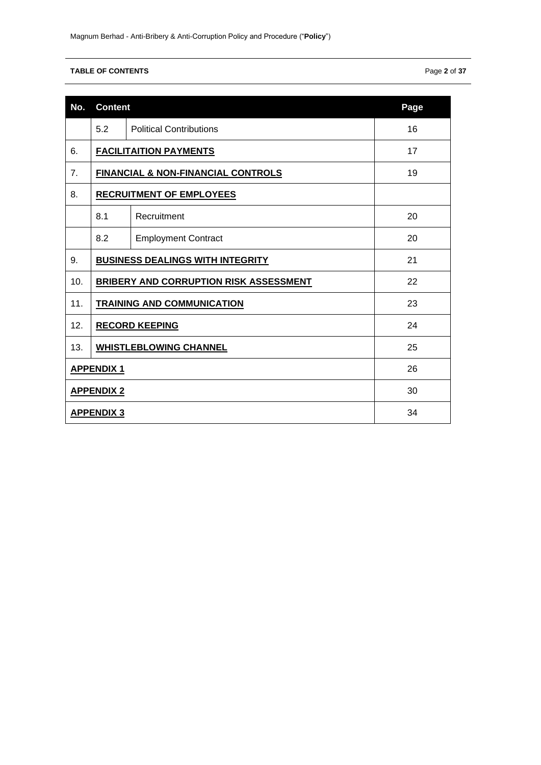**TABLE OF CONTENTS**

| No. | Content | | Page |
|---|---|---|---|
| | 5.2 | Political Contributions | 16 |
| 6. | **FACILITAITION PAYMENTS** | | 17 |
| 7. | **FINANCIAL & NON-FINANCIAL CONTROLS** | | 19 |
| 8. | **RECRUITMENT OF EMPLOYEES** | | |
| | 8.1 | Recruitment | 20 |
| | 8.2 | Employment Contract | 20 |
| 9. | **BUSINESS DEALINGS WITH INTEGRITY** | | 21 |
| 10. | **BRIBERY AND CORRUPTION RISK ASSESSMENT** | | 22 |
| 11. | **TRAINING AND COMMUNICATION** | | 23 |
| 12. | **RECORD KEEPING** | | 24 |
| 13. | **WHISTLEBLOWING CHANNEL** | | 25 |
| **APPENDIX 1** | | | 26 |
| **APPENDIX 2** | | | 30 |
| **APPENDIX 3** | | | 34 |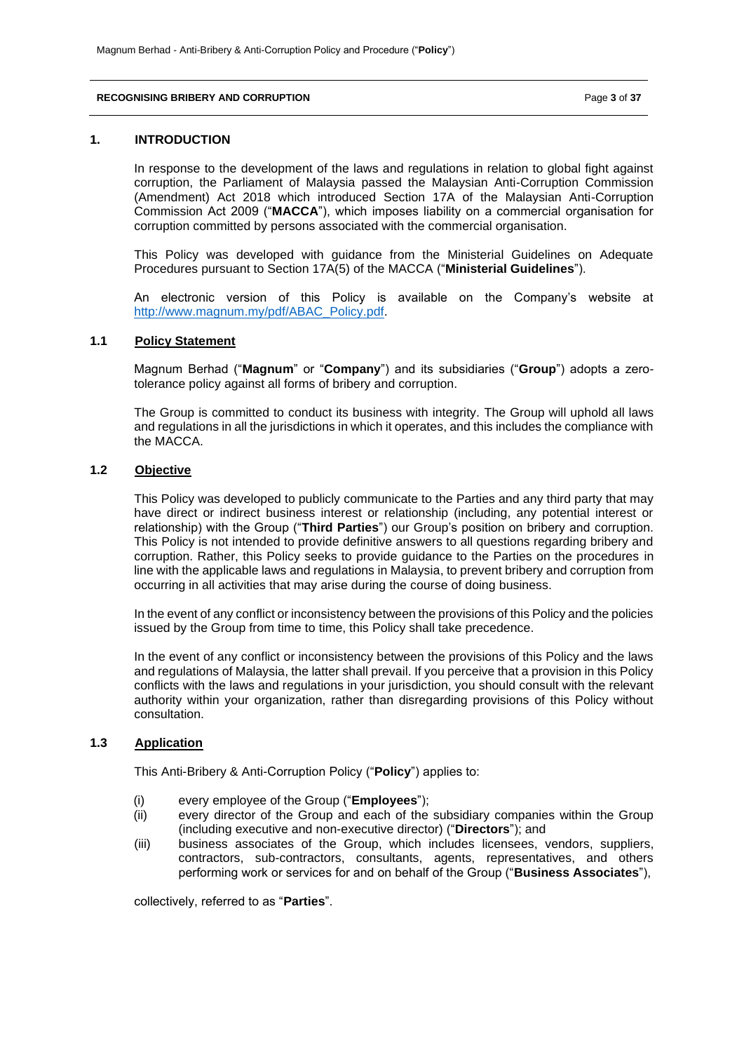## 1. INTRODUCTION

In response to the development of the laws and regulations in relation to global fight against corruption, the Parliament of Malaysia passed the Malaysian Anti-Corruption Commission (Amendment) Act 2018 which introduced Section 17A of the Malaysian Anti-Corruption Commission Act 2009 ("**MACCA**"), which imposes liability on a commercial organisation for corruption committed by persons associated with the commercial organisation.

This Policy was developed with guidance from the Ministerial Guidelines on Adequate Procedures pursuant to Section 17A(5) of the MACCA ("**Ministerial Guidelines**").

An electronic version of this Policy is available on the Company's website at http://www.magnum.my/pdf/ABAC_Policy.pdf.

### 1.1 Policy Statement

Magnum Berhad ("**Magnum**" or "**Company**") and its subsidiaries ("**Group**") adopts a zero-tolerance policy against all forms of bribery and corruption.

The Group is committed to conduct its business with integrity. The Group will uphold all laws and regulations in all the jurisdictions in which it operates, and this includes the compliance with the MACCA.

### 1.2 Objective

This Policy was developed to publicly communicate to the Parties and any third party that may have direct or indirect business interest or relationship (including, any potential interest or relationship) with the Group ("**Third Parties**") our Group's position on bribery and corruption. This Policy is not intended to provide definitive answers to all questions regarding bribery and corruption. Rather, this Policy seeks to provide guidance to the Parties on the procedures in line with the applicable laws and regulations in Malaysia, to prevent bribery and corruption from occurring in all activities that may arise during the course of doing business.

In the event of any conflict or inconsistency between the provisions of this Policy and the policies issued by the Group from time to time, this Policy shall take precedence.

In the event of any conflict or inconsistency between the provisions of this Policy and the laws and regulations of Malaysia, the latter shall prevail. If you perceive that a provision in this Policy conflicts with the laws and regulations in your jurisdiction, you should consult with the relevant authority within your organization, rather than disregarding provisions of this Policy without consultation.

### 1.3 Application

This Anti-Bribery & Anti-Corruption Policy ("**Policy**") applies to:

(i) every employee of the Group ("**Employees**");
(ii) every director of the Group and each of the subsidiary companies within the Group (including executive and non-executive director) ("**Directors**"); and
(iii) business associates of the Group, which includes licensees, vendors, suppliers, contractors, sub-contractors, consultants, agents, representatives, and others performing work or services for and on behalf of the Group ("**Business Associates**"),

collectively, referred to as "**Parties**".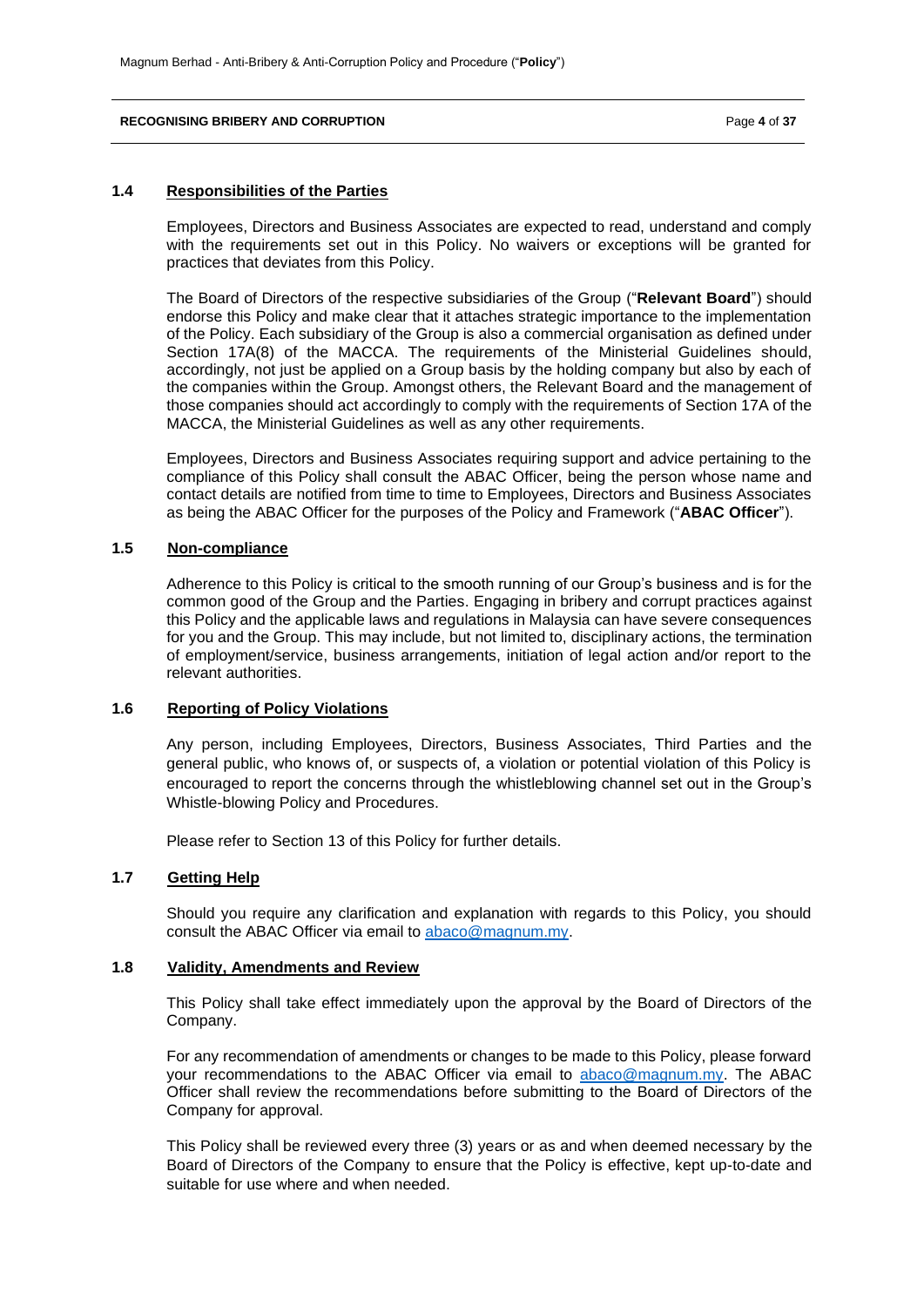### 1.4 Responsibilities of the Parties

Employees, Directors and Business Associates are expected to read, understand and comply with the requirements set out in this Policy. No waivers or exceptions will be granted for practices that deviates from this Policy.

The Board of Directors of the respective subsidiaries of the Group ("**Relevant Board**") should endorse this Policy and make clear that it attaches strategic importance to the implementation of the Policy. Each subsidiary of the Group is also a commercial organisation as defined under Section 17A(8) of the MACCA. The requirements of the Ministerial Guidelines should, accordingly, not just be applied on a Group basis by the holding company but also by each of the companies within the Group. Amongst others, the Relevant Board and the management of those companies should act accordingly to comply with the requirements of Section 17A of the MACCA, the Ministerial Guidelines as well as any other requirements.

Employees, Directors and Business Associates requiring support and advice pertaining to the compliance of this Policy shall consult the ABAC Officer, being the person whose name and contact details are notified from time to time to Employees, Directors and Business Associates as being the ABAC Officer for the purposes of the Policy and Framework ("**ABAC Officer**").

### 1.5 Non-compliance

Adherence to this Policy is critical to the smooth running of our Group's business and is for the common good of the Group and the Parties. Engaging in bribery and corrupt practices against this Policy and the applicable laws and regulations in Malaysia can have severe consequences for you and the Group. This may include, but not limited to, disciplinary actions, the termination of employment/service, business arrangements, initiation of legal action and/or report to the relevant authorities.

### 1.6 Reporting of Policy Violations

Any person, including Employees, Directors, Business Associates, Third Parties and the general public, who knows of, or suspects of, a violation or potential violation of this Policy is encouraged to report the concerns through the whistleblowing channel set out in the Group's Whistle-blowing Policy and Procedures.

Please refer to Section 13 of this Policy for further details.

### 1.7 Getting Help

Should you require any clarification and explanation with regards to this Policy, you should consult the ABAC Officer via email to abaco@magnum.my.

### 1.8 Validity, Amendments and Review

This Policy shall take effect immediately upon the approval by the Board of Directors of the Company.

For any recommendation of amendments or changes to be made to this Policy, please forward your recommendations to the ABAC Officer via email to abaco@magnum.my. The ABAC Officer shall review the recommendations before submitting to the Board of Directors of the Company for approval.

This Policy shall be reviewed every three (3) years or as and when deemed necessary by the Board of Directors of the Company to ensure that the Policy is effective, kept up-to-date and suitable for use where and when needed.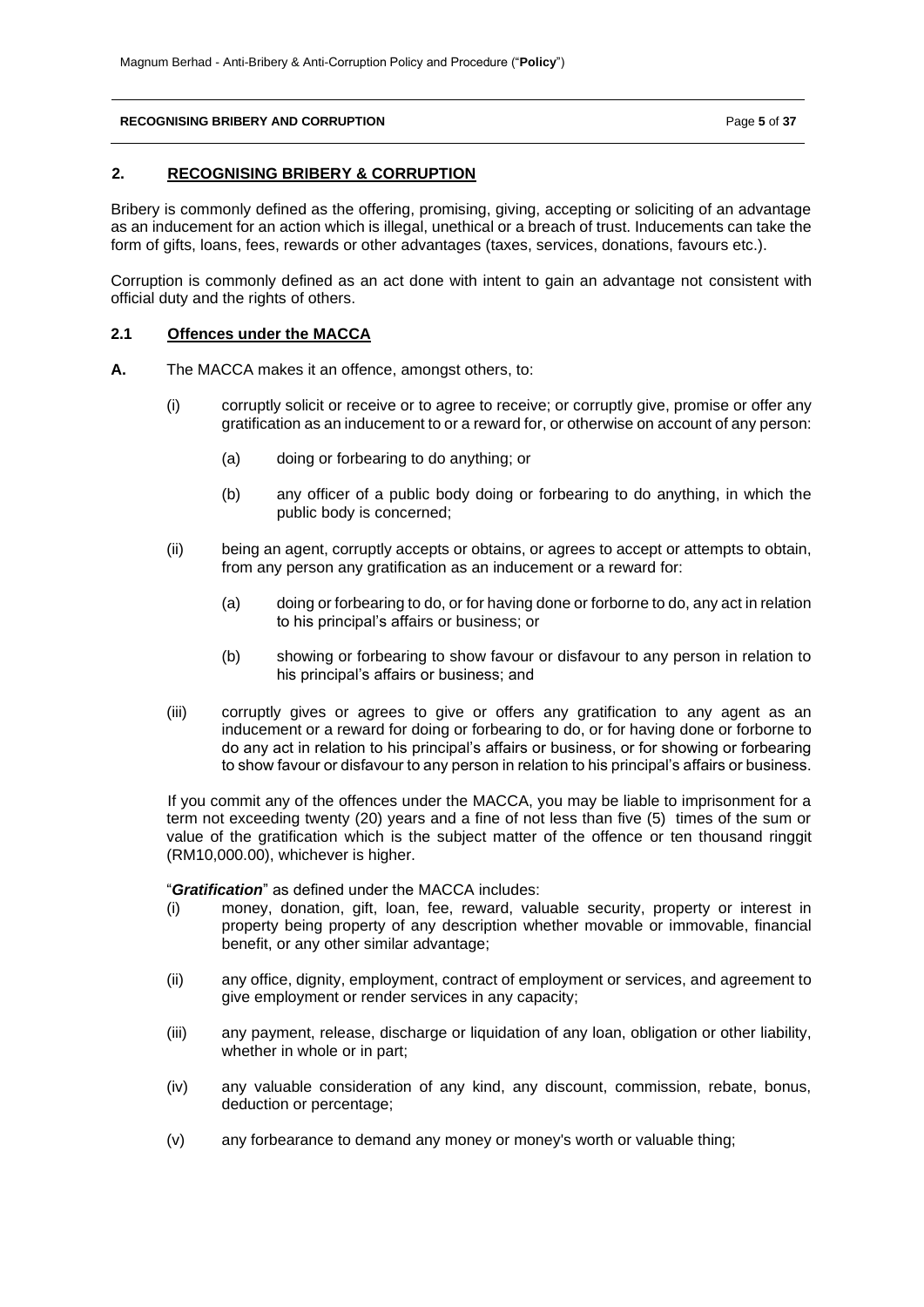## 2. RECOGNISING BRIBERY & CORRUPTION

Bribery is commonly defined as the offering, promising, giving, accepting or soliciting of an advantage as an inducement for an action which is illegal, unethical or a breach of trust. Inducements can take the form of gifts, loans, fees, rewards or other advantages (taxes, services, donations, favours etc.).

Corruption is commonly defined as an act done with intent to gain an advantage not consistent with official duty and the rights of others.

### 2.1 Offences under the MACCA

**A.** The MACCA makes it an offence, amongst others, to:

(i) corruptly solicit or receive or to agree to receive; or corruptly give, promise or offer any gratification as an inducement to or a reward for, or otherwise on account of any person:

(a) doing or forbearing to do anything; or

(b) any officer of a public body doing or forbearing to do anything, in which the public body is concerned;

(ii) being an agent, corruptly accepts or obtains, or agrees to accept or attempts to obtain, from any person any gratification as an inducement or a reward for:

(a) doing or forbearing to do, or for having done or forborne to do, any act in relation to his principal's affairs or business; or

(b) showing or forbearing to show favour or disfavour to any person in relation to his principal's affairs or business; and

(iii) corruptly gives or agrees to give or offers any gratification to any agent as an inducement or a reward for doing or forbearing to do, or for having done or forborne to do any act in relation to his principal's affairs or business, or for showing or forbearing to show favour or disfavour to any person in relation to his principal's affairs or business.

If you commit any of the offences under the MACCA, you may be liable to imprisonment for a term not exceeding twenty (20) years and a fine of not less than five (5) times of the sum or value of the gratification which is the subject matter of the offence or ten thousand ringgit (RM10,000.00), whichever is higher.

"***Gratification***" as defined under the MACCA includes:

(i) money, donation, gift, loan, fee, reward, valuable security, property or interest in property being property of any description whether movable or immovable, financial benefit, or any other similar advantage;

(ii) any office, dignity, employment, contract of employment or services, and agreement to give employment or render services in any capacity;

(iii) any payment, release, discharge or liquidation of any loan, obligation or other liability, whether in whole or in part;

(iv) any valuable consideration of any kind, any discount, commission, rebate, bonus, deduction or percentage;

(v) any forbearance to demand any money or money's worth or valuable thing;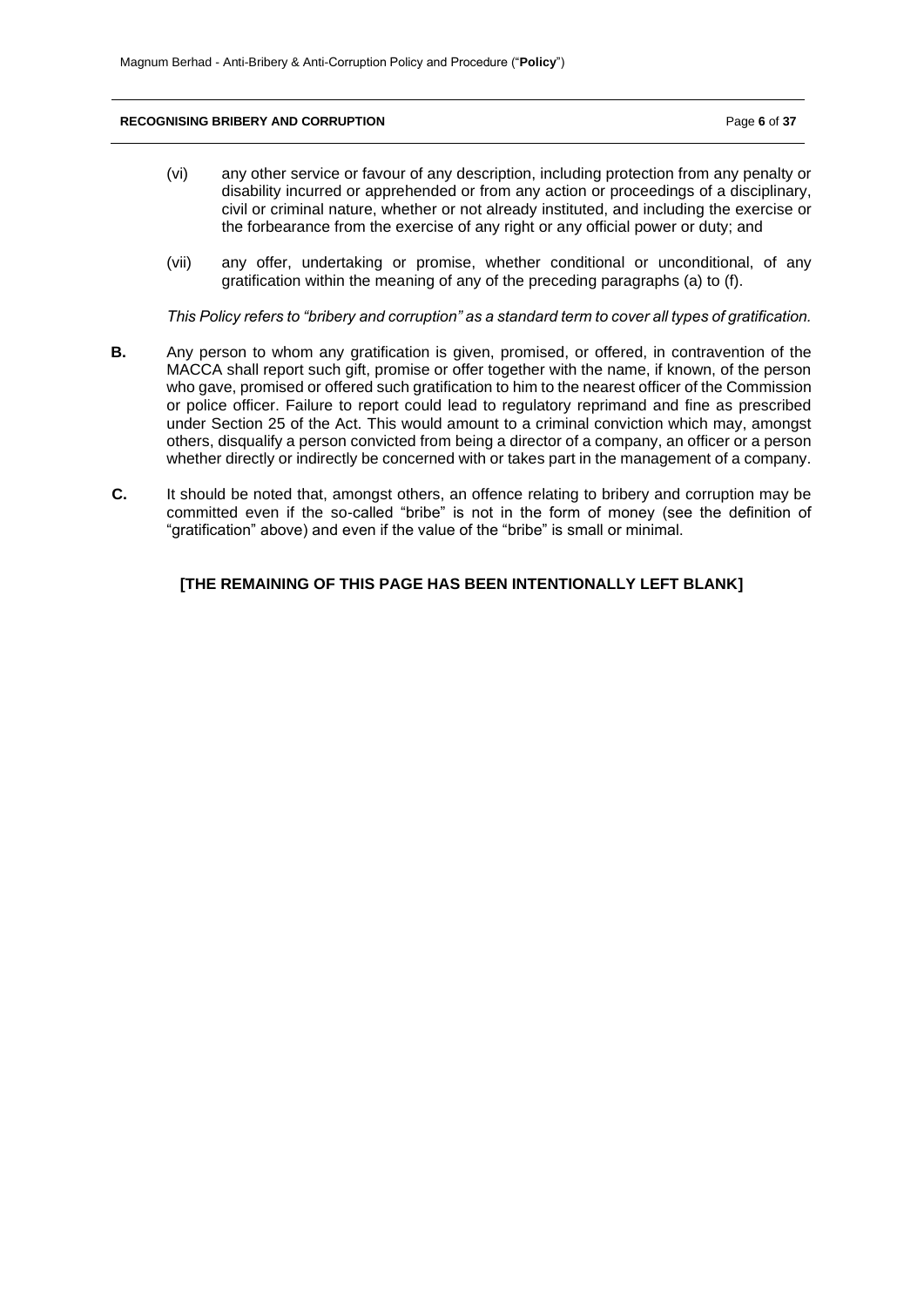(vi) any other service or favour of any description, including protection from any penalty or disability incurred or apprehended or from any action or proceedings of a disciplinary, civil or criminal nature, whether or not already instituted, and including the exercise or the forbearance from the exercise of any right or any official power or duty; and

(vii) any offer, undertaking or promise, whether conditional or unconditional, of any gratification within the meaning of any of the preceding paragraphs (a) to (f).

*This Policy refers to "bribery and corruption" as a standard term to cover all types of gratification.*

**B.** Any person to whom any gratification is given, promised, or offered, in contravention of the MACCA shall report such gift, promise or offer together with the name, if known, of the person who gave, promised or offered such gratification to him to the nearest officer of the Commission or police officer. Failure to report could lead to regulatory reprimand and fine as prescribed under Section 25 of the Act. This would amount to a criminal conviction which may, amongst others, disqualify a person convicted from being a director of a company, an officer or a person whether directly or indirectly be concerned with or takes part in the management of a company.

**C.** It should be noted that, amongst others, an offence relating to bribery and corruption may be committed even if the so-called "bribe" is not in the form of money (see the definition of "gratification" above) and even if the value of the "bribe" is small or minimal.

**[THE REMAINING OF THIS PAGE HAS BEEN INTENTIONALLY LEFT BLANK]**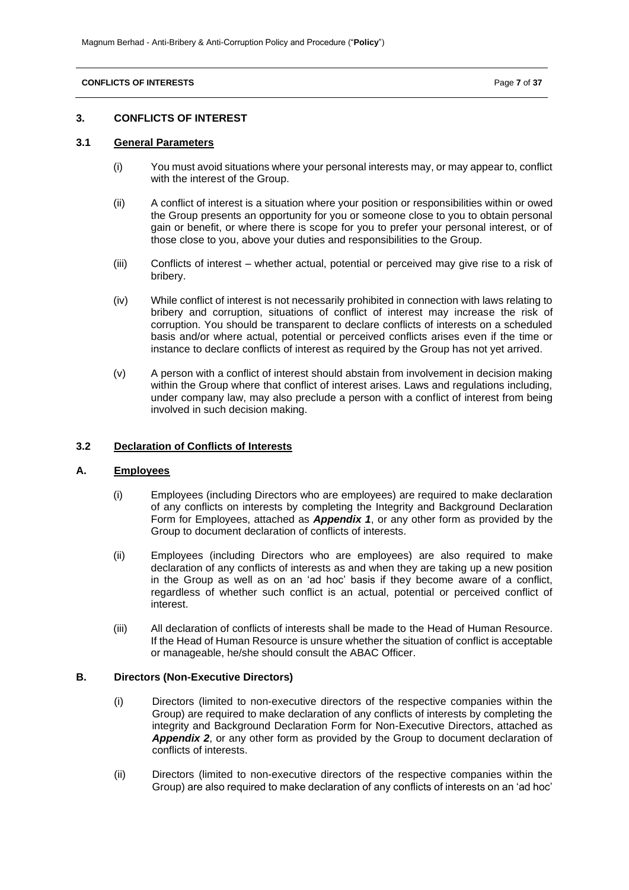## 3. CONFLICTS OF INTEREST

### 3.1 General Parameters

(i) You must avoid situations where your personal interests may, or may appear to, conflict with the interest of the Group.

(ii) A conflict of interest is a situation where your position or responsibilities within or owed the Group presents an opportunity for you or someone close to you to obtain personal gain or benefit, or where there is scope for you to prefer your personal interest, or of those close to you, above your duties and responsibilities to the Group.

(iii) Conflicts of interest – whether actual, potential or perceived may give rise to a risk of bribery.

(iv) While conflict of interest is not necessarily prohibited in connection with laws relating to bribery and corruption, situations of conflict of interest may increase the risk of corruption. You should be transparent to declare conflicts of interests on a scheduled basis and/or where actual, potential or perceived conflicts arises even if the time or instance to declare conflicts of interest as required by the Group has not yet arrived.

(v) A person with a conflict of interest should abstain from involvement in decision making within the Group where that conflict of interest arises. Laws and regulations including, under company law, may also preclude a person with a conflict of interest from being involved in such decision making.

### 3.2 Declaration of Conflicts of Interests

#### A. Employees

(i) Employees (including Directors who are employees) are required to make declaration of any conflicts on interests by completing the Integrity and Background Declaration Form for Employees, attached as ***Appendix 1***, or any other form as provided by the Group to document declaration of conflicts of interests.

(ii) Employees (including Directors who are employees) are also required to make declaration of any conflicts of interests as and when they are taking up a new position in the Group as well as on an 'ad hoc' basis if they become aware of a conflict, regardless of whether such conflict is an actual, potential or perceived conflict of interest.

(iii) All declaration of conflicts of interests shall be made to the Head of Human Resource. If the Head of Human Resource is unsure whether the situation of conflict is acceptable or manageable, he/she should consult the ABAC Officer.

#### B. Directors (Non-Executive Directors)

(i) Directors (limited to non-executive directors of the respective companies within the Group) are required to make declaration of any conflicts of interests by completing the integrity and Background Declaration Form for Non-Executive Directors, attached as ***Appendix 2***, or any other form as provided by the Group to document declaration of conflicts of interests.

(ii) Directors (limited to non-executive directors of the respective companies within the Group) are also required to make declaration of any conflicts of interests on an 'ad hoc'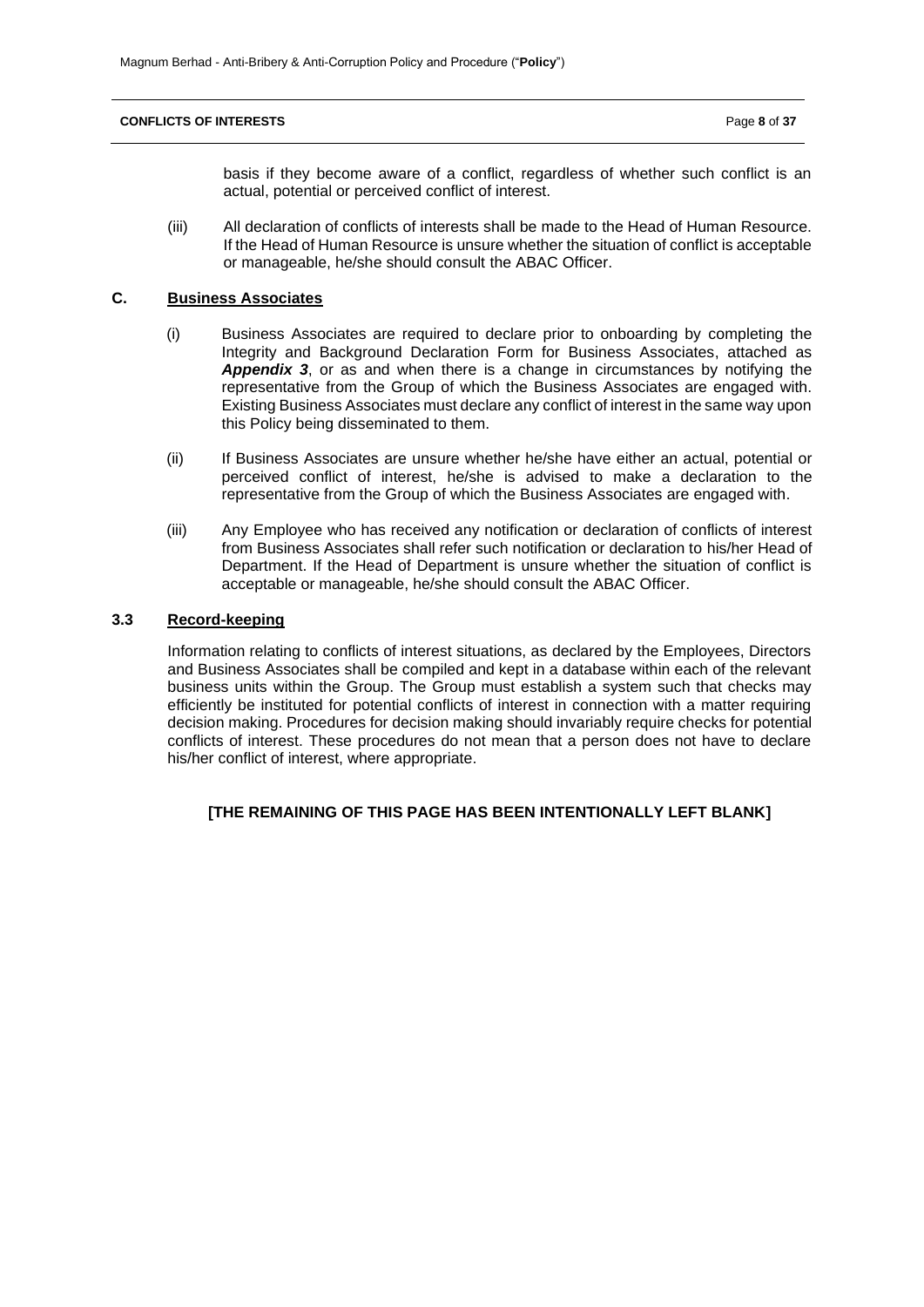basis if they become aware of a conflict, regardless of whether such conflict is an actual, potential or perceived conflict of interest.

(iii) All declaration of conflicts of interests shall be made to the Head of Human Resource. If the Head of Human Resource is unsure whether the situation of conflict is acceptable or manageable, he/she should consult the ABAC Officer.

### C. Business Associates

(i) Business Associates are required to declare prior to onboarding by completing the Integrity and Background Declaration Form for Business Associates, attached as ***Appendix 3***, or as and when there is a change in circumstances by notifying the representative from the Group of which the Business Associates are engaged with. Existing Business Associates must declare any conflict of interest in the same way upon this Policy being disseminated to them.

(ii) If Business Associates are unsure whether he/she have either an actual, potential or perceived conflict of interest, he/she is advised to make a declaration to the representative from the Group of which the Business Associates are engaged with.

(iii) Any Employee who has received any notification or declaration of conflicts of interest from Business Associates shall refer such notification or declaration to his/her Head of Department. If the Head of Department is unsure whether the situation of conflict is acceptable or manageable, he/she should consult the ABAC Officer.

## 3.3 Record-keeping

Information relating to conflicts of interest situations, as declared by the Employees, Directors and Business Associates shall be compiled and kept in a database within each of the relevant business units within the Group. The Group must establish a system such that checks may efficiently be instituted for potential conflicts of interest in connection with a matter requiring decision making. Procedures for decision making should invariably require checks for potential conflicts of interest. These procedures do not mean that a person does not have to declare his/her conflict of interest, where appropriate.

**[THE REMAINING OF THIS PAGE HAS BEEN INTENTIONALLY LEFT BLANK]**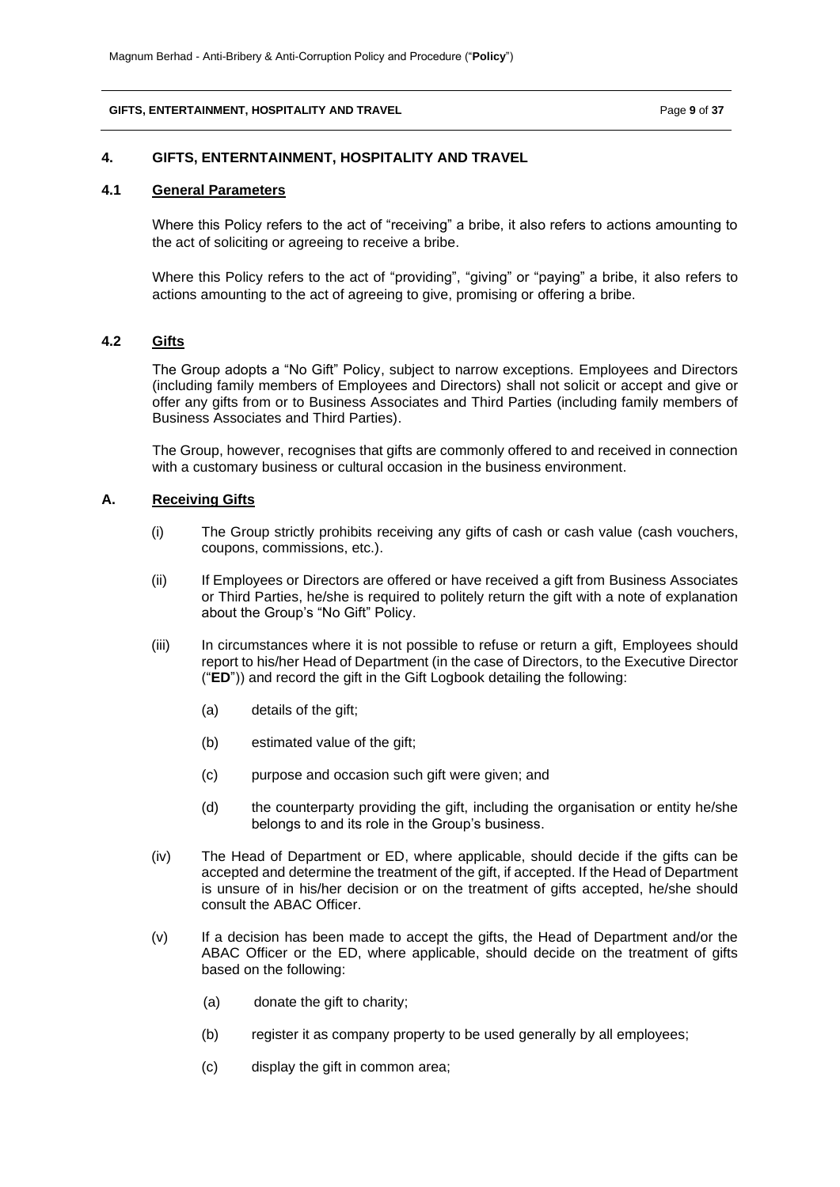## 4. GIFTS, ENTERNTAINMENT, HOSPITALITY AND TRAVEL

### 4.1 General Parameters

Where this Policy refers to the act of "receiving" a bribe, it also refers to actions amounting to the act of soliciting or agreeing to receive a bribe.

Where this Policy refers to the act of "providing", "giving" or "paying" a bribe, it also refers to actions amounting to the act of agreeing to give, promising or offering a bribe.

### 4.2 Gifts

The Group adopts a "No Gift" Policy, subject to narrow exceptions. Employees and Directors (including family members of Employees and Directors) shall not solicit or accept and give or offer any gifts from or to Business Associates and Third Parties (including family members of Business Associates and Third Parties).

The Group, however, recognises that gifts are commonly offered to and received in connection with a customary business or cultural occasion in the business environment.

#### A. Receiving Gifts

(i) The Group strictly prohibits receiving any gifts of cash or cash value (cash vouchers, coupons, commissions, etc.).

(ii) If Employees or Directors are offered or have received a gift from Business Associates or Third Parties, he/she is required to politely return the gift with a note of explanation about the Group's "No Gift" Policy.

(iii) In circumstances where it is not possible to refuse or return a gift, Employees should report to his/her Head of Department (in the case of Directors, to the Executive Director ("**ED**")) and record the gift in the Gift Logbook detailing the following:

- (a) details of the gift;
- (b) estimated value of the gift;
- (c) purpose and occasion such gift were given; and
- (d) the counterparty providing the gift, including the organisation or entity he/she belongs to and its role in the Group's business.

(iv) The Head of Department or ED, where applicable, should decide if the gifts can be accepted and determine the treatment of the gift, if accepted. If the Head of Department is unsure of in his/her decision or on the treatment of gifts accepted, he/she should consult the ABAC Officer.

(v) If a decision has been made to accept the gifts, the Head of Department and/or the ABAC Officer or the ED, where applicable, should decide on the treatment of gifts based on the following:

- (a) donate the gift to charity;
- (b) register it as company property to be used generally by all employees;
- (c) display the gift in common area;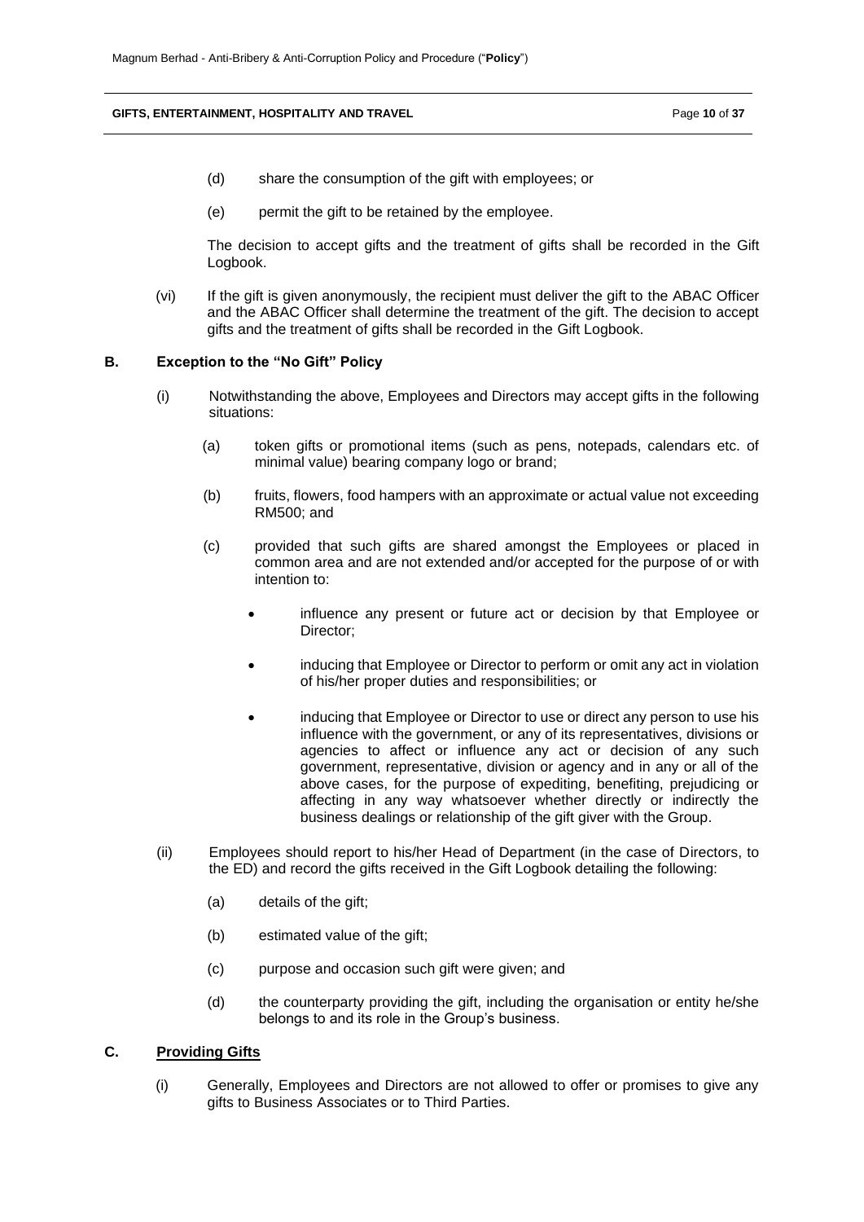(d) share the consumption of the gift with employees; or

(e) permit the gift to be retained by the employee.

The decision to accept gifts and the treatment of gifts shall be recorded in the Gift Logbook.

(vi) If the gift is given anonymously, the recipient must deliver the gift to the ABAC Officer and the ABAC Officer shall determine the treatment of the gift. The decision to accept gifts and the treatment of gifts shall be recorded in the Gift Logbook.

### B. Exception to the "No Gift" Policy

(i) Notwithstanding the above, Employees and Directors may accept gifts in the following situations:

(a) token gifts or promotional items (such as pens, notepads, calendars etc. of minimal value) bearing company logo or brand;

(b) fruits, flowers, food hampers with an approximate or actual value not exceeding RM500; and

(c) provided that such gifts are shared amongst the Employees or placed in common area and are not extended and/or accepted for the purpose of or with intention to:

- influence any present or future act or decision by that Employee or Director;
- inducing that Employee or Director to perform or omit any act in violation of his/her proper duties and responsibilities; or
- inducing that Employee or Director to use or direct any person to use his influence with the government, or any of its representatives, divisions or agencies to affect or influence any act or decision of any such government, representative, division or agency and in any or all of the above cases, for the purpose of expediting, benefiting, prejudicing or affecting in any way whatsoever whether directly or indirectly the business dealings or relationship of the gift giver with the Group.

(ii) Employees should report to his/her Head of Department (in the case of Directors, to the ED) and record the gifts received in the Gift Logbook detailing the following:

(a) details of the gift;

(b) estimated value of the gift;

(c) purpose and occasion such gift were given; and

(d) the counterparty providing the gift, including the organisation or entity he/she belongs to and its role in the Group's business.

### C. Providing Gifts

(i) Generally, Employees and Directors are not allowed to offer or promises to give any gifts to Business Associates or to Third Parties.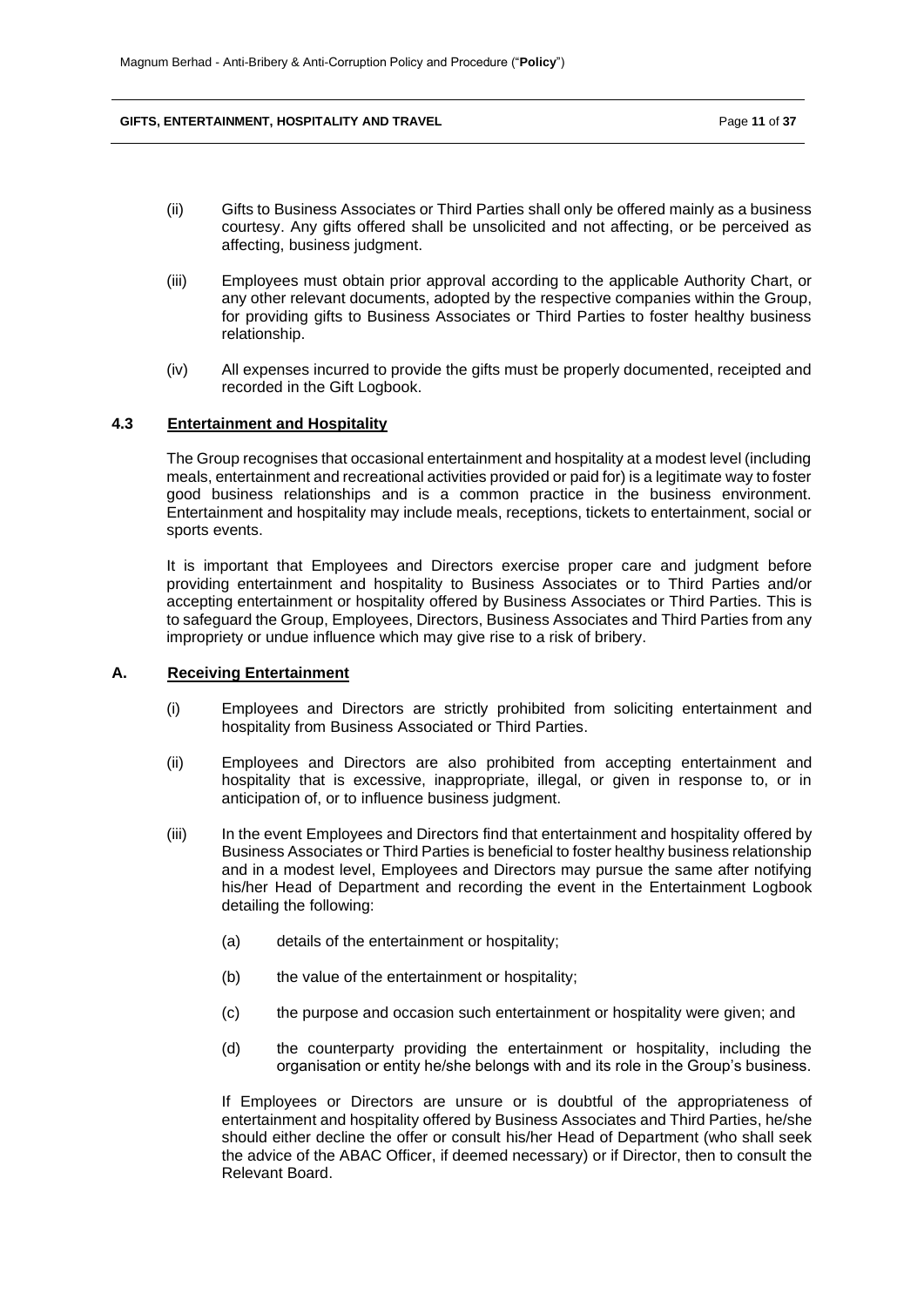(ii) Gifts to Business Associates or Third Parties shall only be offered mainly as a business courtesy. Any gifts offered shall be unsolicited and not affecting, or be perceived as affecting, business judgment.

(iii) Employees must obtain prior approval according to the applicable Authority Chart, or any other relevant documents, adopted by the respective companies within the Group, for providing gifts to Business Associates or Third Parties to foster healthy business relationship.

(iv) All expenses incurred to provide the gifts must be properly documented, receipted and recorded in the Gift Logbook.

### 4.3 Entertainment and Hospitality

The Group recognises that occasional entertainment and hospitality at a modest level (including meals, entertainment and recreational activities provided or paid for) is a legitimate way to foster good business relationships and is a common practice in the business environment. Entertainment and hospitality may include meals, receptions, tickets to entertainment, social or sports events.

It is important that Employees and Directors exercise proper care and judgment before providing entertainment and hospitality to Business Associates or to Third Parties and/or accepting entertainment or hospitality offered by Business Associates or Third Parties. This is to safeguard the Group, Employees, Directors, Business Associates and Third Parties from any impropriety or undue influence which may give rise to a risk of bribery.

### A. Receiving Entertainment

(i) Employees and Directors are strictly prohibited from soliciting entertainment and hospitality from Business Associated or Third Parties.

(ii) Employees and Directors are also prohibited from accepting entertainment and hospitality that is excessive, inappropriate, illegal, or given in response to, or in anticipation of, or to influence business judgment.

(iii) In the event Employees and Directors find that entertainment and hospitality offered by Business Associates or Third Parties is beneficial to foster healthy business relationship and in a modest level, Employees and Directors may pursue the same after notifying his/her Head of Department and recording the event in the Entertainment Logbook detailing the following:

   (a) details of the entertainment or hospitality;

   (b) the value of the entertainment or hospitality;

   (c) the purpose and occasion such entertainment or hospitality were given; and

   (d) the counterparty providing the entertainment or hospitality, including the organisation or entity he/she belongs with and its role in the Group's business.

If Employees or Directors are unsure or is doubtful of the appropriateness of entertainment and hospitality offered by Business Associates and Third Parties, he/she should either decline the offer or consult his/her Head of Department (who shall seek the advice of the ABAC Officer, if deemed necessary) or if Director, then to consult the Relevant Board.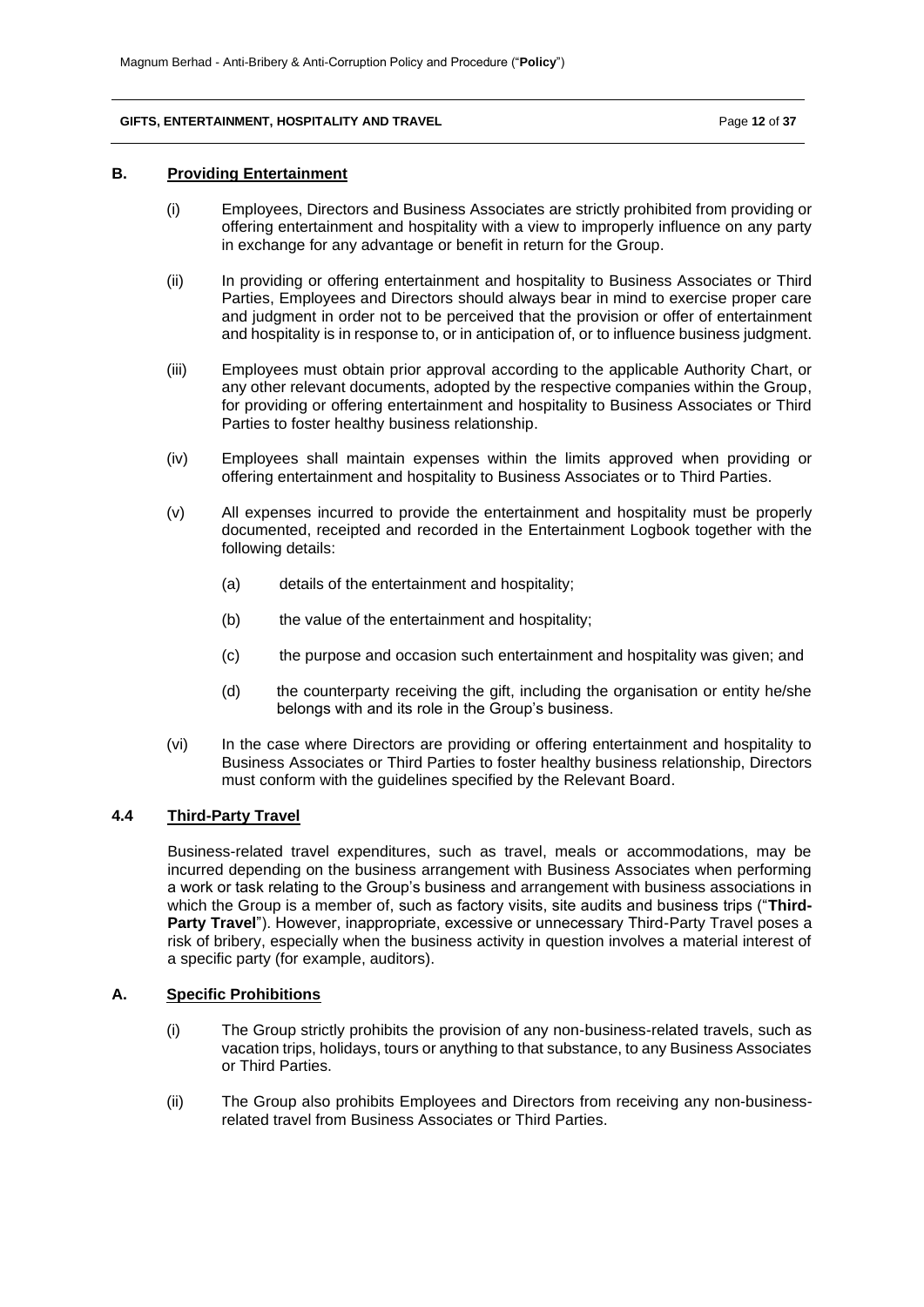### B. Providing Entertainment

(i) Employees, Directors and Business Associates are strictly prohibited from providing or offering entertainment and hospitality with a view to improperly influence on any party in exchange for any advantage or benefit in return for the Group.

(ii) In providing or offering entertainment and hospitality to Business Associates or Third Parties, Employees and Directors should always bear in mind to exercise proper care and judgment in order not to be perceived that the provision or offer of entertainment and hospitality is in response to, or in anticipation of, or to influence business judgment.

(iii) Employees must obtain prior approval according to the applicable Authority Chart, or any other relevant documents, adopted by the respective companies within the Group, for providing or offering entertainment and hospitality to Business Associates or Third Parties to foster healthy business relationship.

(iv) Employees shall maintain expenses within the limits approved when providing or offering entertainment and hospitality to Business Associates or to Third Parties.

(v) All expenses incurred to provide the entertainment and hospitality must be properly documented, receipted and recorded in the Entertainment Logbook together with the following details:

(a) details of the entertainment and hospitality;

(b) the value of the entertainment and hospitality;

(c) the purpose and occasion such entertainment and hospitality was given; and

(d) the counterparty receiving the gift, including the organisation or entity he/she belongs with and its role in the Group's business.

(vi) In the case where Directors are providing or offering entertainment and hospitality to Business Associates or Third Parties to foster healthy business relationship, Directors must conform with the guidelines specified by the Relevant Board.

## 4.4 Third-Party Travel

Business-related travel expenditures, such as travel, meals or accommodations, may be incurred depending on the business arrangement with Business Associates when performing a work or task relating to the Group's business and arrangement with business associations in which the Group is a member of, such as factory visits, site audits and business trips ("**Third-Party Travel**"). However, inappropriate, excessive or unnecessary Third-Party Travel poses a risk of bribery, especially when the business activity in question involves a material interest of a specific party (for example, auditors).

### A. Specific Prohibitions

(i) The Group strictly prohibits the provision of any non-business-related travels, such as vacation trips, holidays, tours or anything to that substance, to any Business Associates or Third Parties.

(ii) The Group also prohibits Employees and Directors from receiving any non-business-related travel from Business Associates or Third Parties.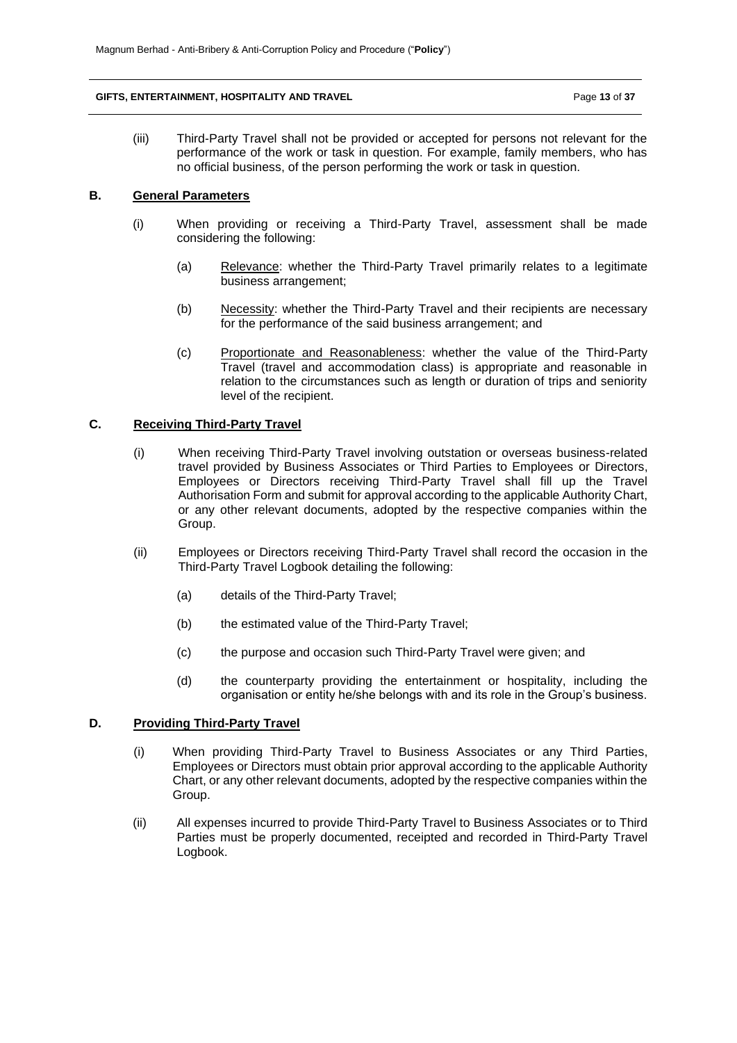(iii) Third-Party Travel shall not be provided or accepted for persons not relevant for the performance of the work or task in question. For example, family members, who has no official business, of the person performing the work or task in question.

## B. General Parameters

(i) When providing or receiving a Third-Party Travel, assessment shall be made considering the following:

(a) Relevance: whether the Third-Party Travel primarily relates to a legitimate business arrangement;

(b) Necessity: whether the Third-Party Travel and their recipients are necessary for the performance of the said business arrangement; and

(c) Proportionate and Reasonableness: whether the value of the Third-Party Travel (travel and accommodation class) is appropriate and reasonable in relation to the circumstances such as length or duration of trips and seniority level of the recipient.

## C. Receiving Third-Party Travel

(i) When receiving Third-Party Travel involving outstation or overseas business-related travel provided by Business Associates or Third Parties to Employees or Directors, Employees or Directors receiving Third-Party Travel shall fill up the Travel Authorisation Form and submit for approval according to the applicable Authority Chart, or any other relevant documents, adopted by the respective companies within the Group.

(ii) Employees or Directors receiving Third-Party Travel shall record the occasion in the Third-Party Travel Logbook detailing the following:

(a) details of the Third-Party Travel;

(b) the estimated value of the Third-Party Travel;

(c) the purpose and occasion such Third-Party Travel were given; and

(d) the counterparty providing the entertainment or hospitality, including the organisation or entity he/she belongs with and its role in the Group's business.

## D. Providing Third-Party Travel

(i) When providing Third-Party Travel to Business Associates or any Third Parties, Employees or Directors must obtain prior approval according to the applicable Authority Chart, or any other relevant documents, adopted by the respective companies within the Group.

(ii) All expenses incurred to provide Third-Party Travel to Business Associates or to Third Parties must be properly documented, receipted and recorded in Third-Party Travel Logbook.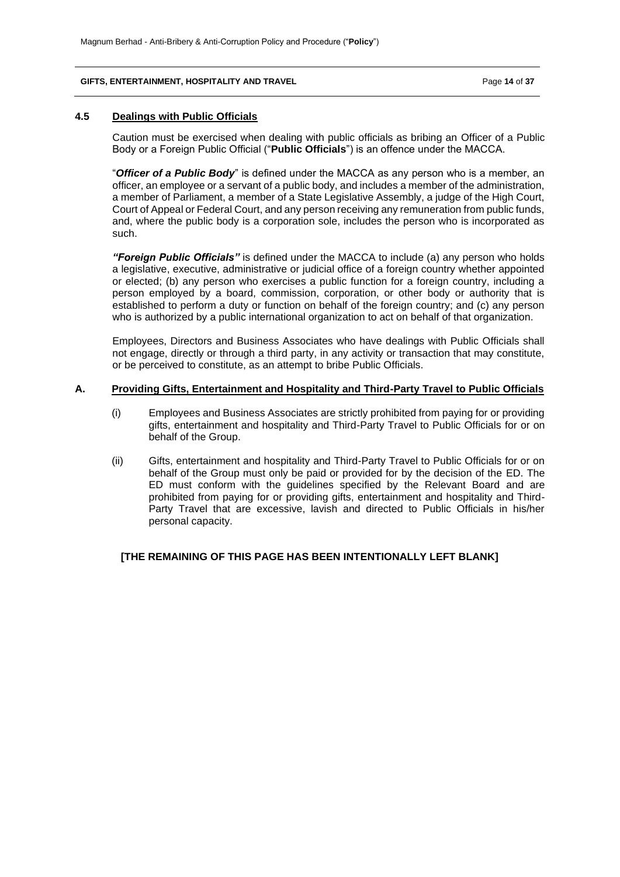## 4.5 Dealings with Public Officials

Caution must be exercised when dealing with public officials as bribing an Officer of a Public Body or a Foreign Public Official ("**Public Officials**") is an offence under the MACCA.

"***Officer of a Public Body***" is defined under the MACCA as any person who is a member, an officer, an employee or a servant of a public body, and includes a member of the administration, a member of Parliament, a member of a State Legislative Assembly, a judge of the High Court, Court of Appeal or Federal Court, and any person receiving any remuneration from public funds, and, where the public body is a corporation sole, includes the person who is incorporated as such.

***"Foreign Public Officials"*** is defined under the MACCA to include (a) any person who holds a legislative, executive, administrative or judicial office of a foreign country whether appointed or elected; (b) any person who exercises a public function for a foreign country, including a person employed by a board, commission, corporation, or other body or authority that is established to perform a duty or function on behalf of the foreign country; and (c) any person who is authorized by a public international organization to act on behalf of that organization.

Employees, Directors and Business Associates who have dealings with Public Officials shall not engage, directly or through a third party, in any activity or transaction that may constitute, or be perceived to constitute, as an attempt to bribe Public Officials.

### A. Providing Gifts, Entertainment and Hospitality and Third-Party Travel to Public Officials

(i) Employees and Business Associates are strictly prohibited from paying for or providing gifts, entertainment and hospitality and Third-Party Travel to Public Officials for or on behalf of the Group.

(ii) Gifts, entertainment and hospitality and Third-Party Travel to Public Officials for or on behalf of the Group must only be paid or provided for by the decision of the ED. The ED must conform with the guidelines specified by the Relevant Board and are prohibited from paying for or providing gifts, entertainment and hospitality and Third-Party Travel that are excessive, lavish and directed to Public Officials in his/her personal capacity.

**[THE REMAINING OF THIS PAGE HAS BEEN INTENTIONALLY LEFT BLANK]**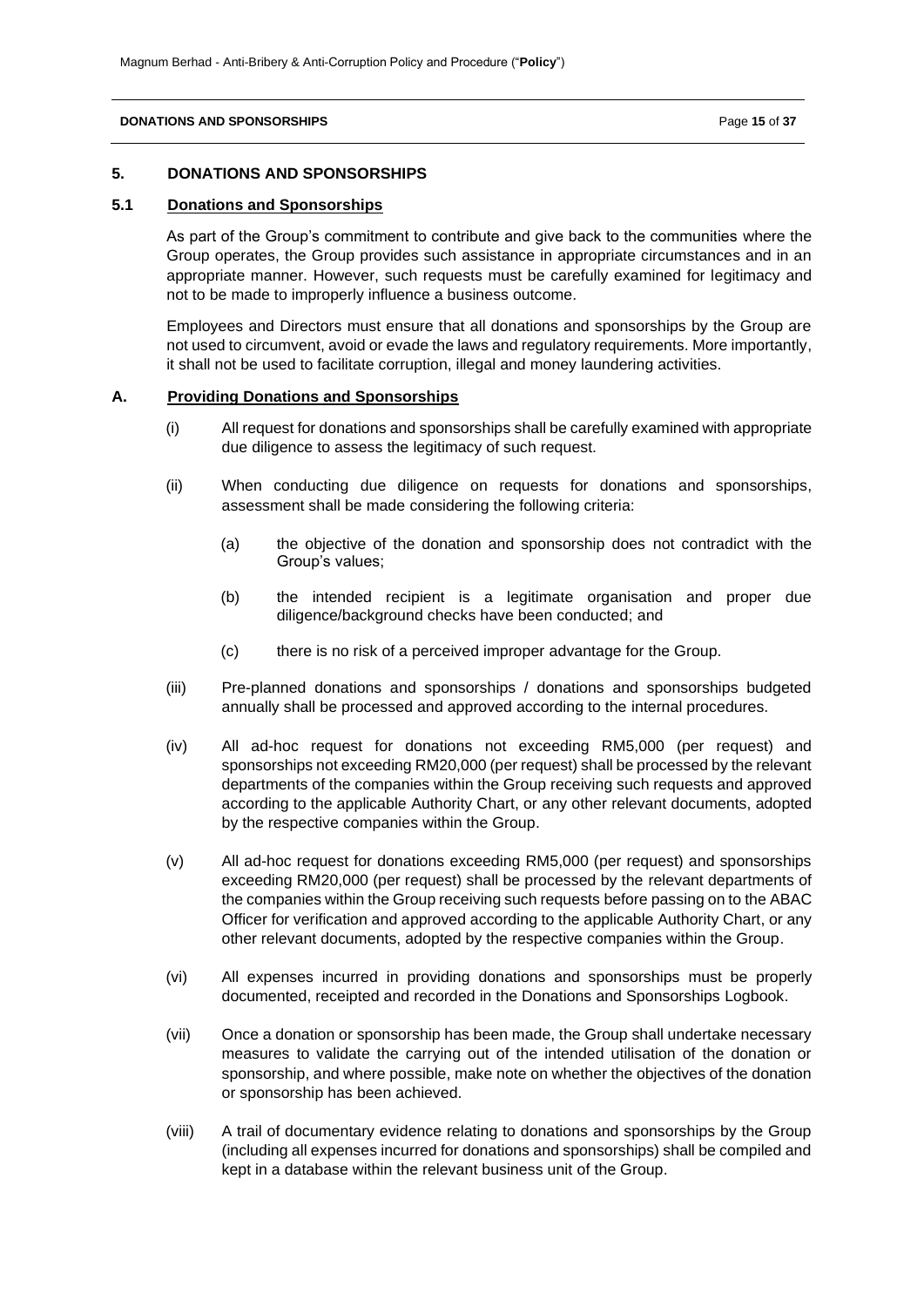## 5. DONATIONS AND SPONSORSHIPS

### 5.1 Donations and Sponsorships

As part of the Group's commitment to contribute and give back to the communities where the Group operates, the Group provides such assistance in appropriate circumstances and in an appropriate manner. However, such requests must be carefully examined for legitimacy and not to be made to improperly influence a business outcome.

Employees and Directors must ensure that all donations and sponsorships by the Group are not used to circumvent, avoid or evade the laws and regulatory requirements. More importantly, it shall not be used to facilitate corruption, illegal and money laundering activities.

### A. Providing Donations and Sponsorships

(i) All request for donations and sponsorships shall be carefully examined with appropriate due diligence to assess the legitimacy of such request.

(ii) When conducting due diligence on requests for donations and sponsorships, assessment shall be made considering the following criteria:

  (a) the objective of the donation and sponsorship does not contradict with the Group's values;

  (b) the intended recipient is a legitimate organisation and proper due diligence/background checks have been conducted; and

  (c) there is no risk of a perceived improper advantage for the Group.

(iii) Pre-planned donations and sponsorships / donations and sponsorships budgeted annually shall be processed and approved according to the internal procedures.

(iv) All ad-hoc request for donations not exceeding RM5,000 (per request) and sponsorships not exceeding RM20,000 (per request) shall be processed by the relevant departments of the companies within the Group receiving such requests and approved according to the applicable Authority Chart, or any other relevant documents, adopted by the respective companies within the Group.

(v) All ad-hoc request for donations exceeding RM5,000 (per request) and sponsorships exceeding RM20,000 (per request) shall be processed by the relevant departments of the companies within the Group receiving such requests before passing on to the ABAC Officer for verification and approved according to the applicable Authority Chart, or any other relevant documents, adopted by the respective companies within the Group.

(vi) All expenses incurred in providing donations and sponsorships must be properly documented, receipted and recorded in the Donations and Sponsorships Logbook.

(vii) Once a donation or sponsorship has been made, the Group shall undertake necessary measures to validate the carrying out of the intended utilisation of the donation or sponsorship, and where possible, make note on whether the objectives of the donation or sponsorship has been achieved.

(viii) A trail of documentary evidence relating to donations and sponsorships by the Group (including all expenses incurred for donations and sponsorships) shall be compiled and kept in a database within the relevant business unit of the Group.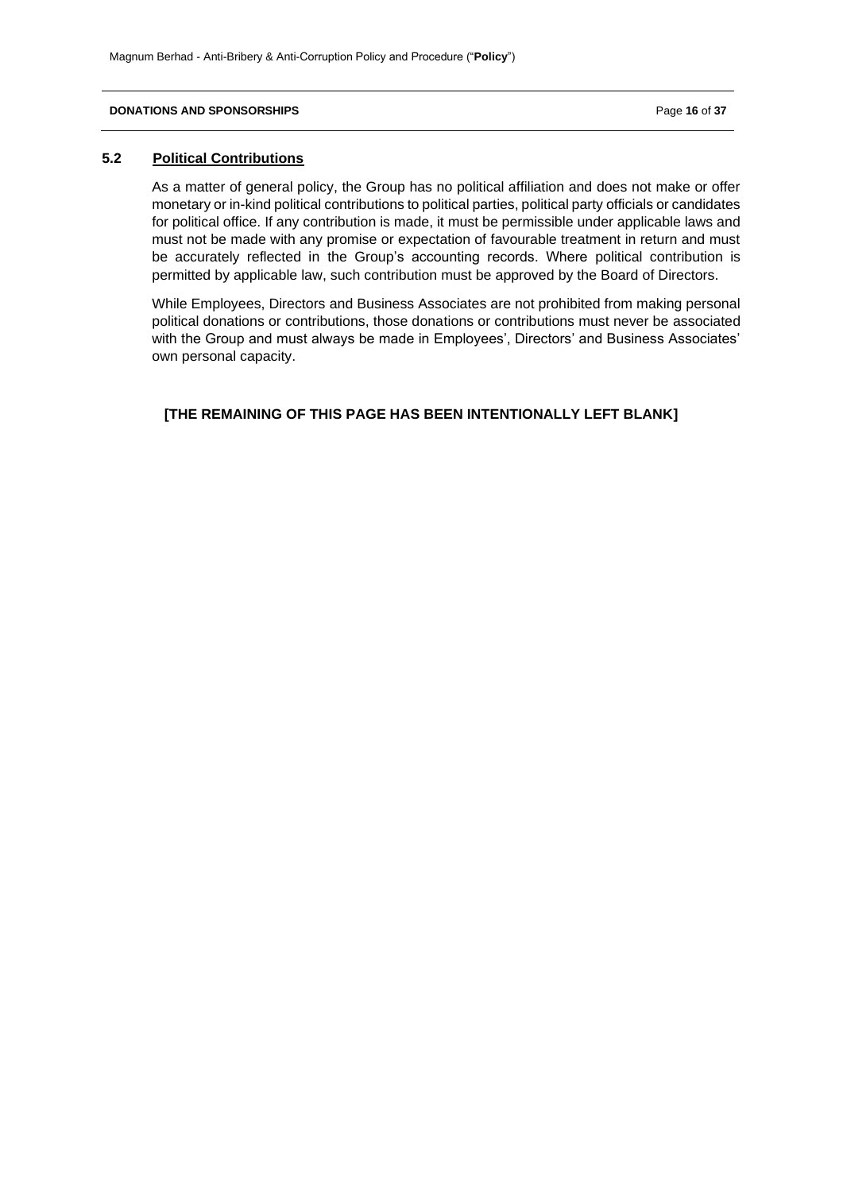### 5.2 Political Contributions

As a matter of general policy, the Group has no political affiliation and does not make or offer monetary or in-kind political contributions to political parties, political party officials or candidates for political office. If any contribution is made, it must be permissible under applicable laws and must not be made with any promise or expectation of favourable treatment in return and must be accurately reflected in the Group's accounting records. Where political contribution is permitted by applicable law, such contribution must be approved by the Board of Directors.

While Employees, Directors and Business Associates are not prohibited from making personal political donations or contributions, those donations or contributions must never be associated with the Group and must always be made in Employees', Directors' and Business Associates' own personal capacity.

**[THE REMAINING OF THIS PAGE HAS BEEN INTENTIONALLY LEFT BLANK]**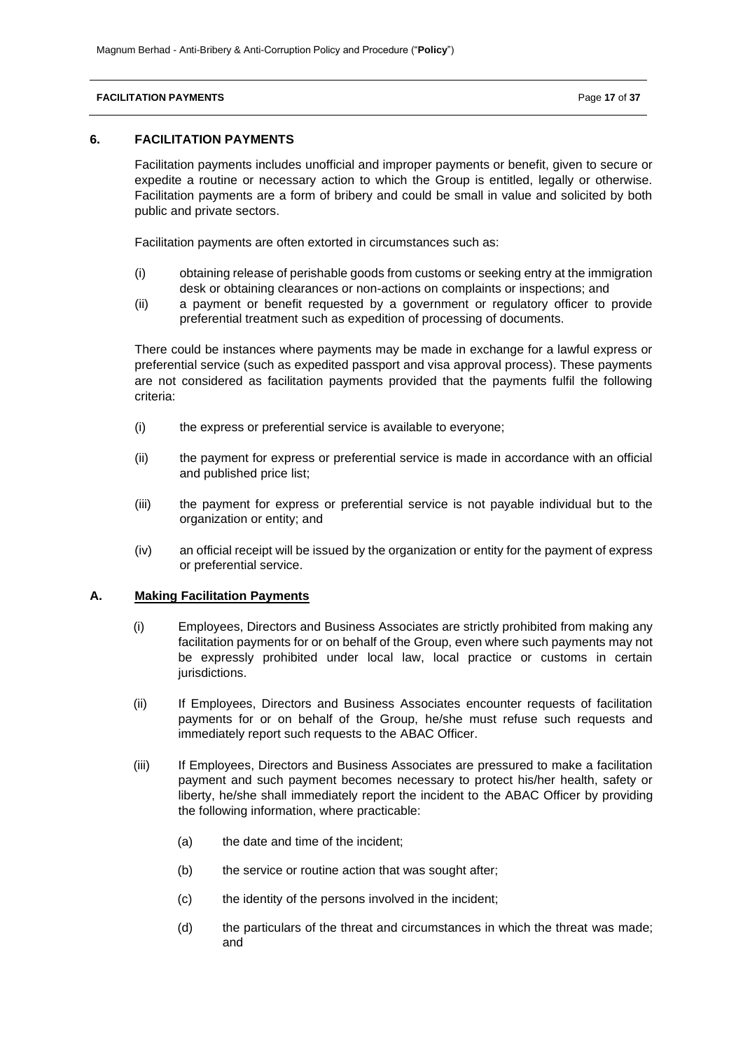## 6. FACILITATION PAYMENTS

Facilitation payments includes unofficial and improper payments or benefit, given to secure or expedite a routine or necessary action to which the Group is entitled, legally or otherwise. Facilitation payments are a form of bribery and could be small in value and solicited by both public and private sectors.

Facilitation payments are often extorted in circumstances such as:

(i) obtaining release of perishable goods from customs or seeking entry at the immigration desk or obtaining clearances or non-actions on complaints or inspections; and

(ii) a payment or benefit requested by a government or regulatory officer to provide preferential treatment such as expedition of processing of documents.

There could be instances where payments may be made in exchange for a lawful express or preferential service (such as expedited passport and visa approval process). These payments are not considered as facilitation payments provided that the payments fulfil the following criteria:

(i) the express or preferential service is available to everyone;

(ii) the payment for express or preferential service is made in accordance with an official and published price list;

(iii) the payment for express or preferential service is not payable individual but to the organization or entity; and

(iv) an official receipt will be issued by the organization or entity for the payment of express or preferential service.

### A. Making Facilitation Payments

(i) Employees, Directors and Business Associates are strictly prohibited from making any facilitation payments for or on behalf of the Group, even where such payments may not be expressly prohibited under local law, local practice or customs in certain jurisdictions.

(ii) If Employees, Directors and Business Associates encounter requests of facilitation payments for or on behalf of the Group, he/she must refuse such requests and immediately report such requests to the ABAC Officer.

(iii) If Employees, Directors and Business Associates are pressured to make a facilitation payment and such payment becomes necessary to protect his/her health, safety or liberty, he/she shall immediately report the incident to the ABAC Officer by providing the following information, where practicable:

(a) the date and time of the incident;

(b) the service or routine action that was sought after;

(c) the identity of the persons involved in the incident;

(d) the particulars of the threat and circumstances in which the threat was made; and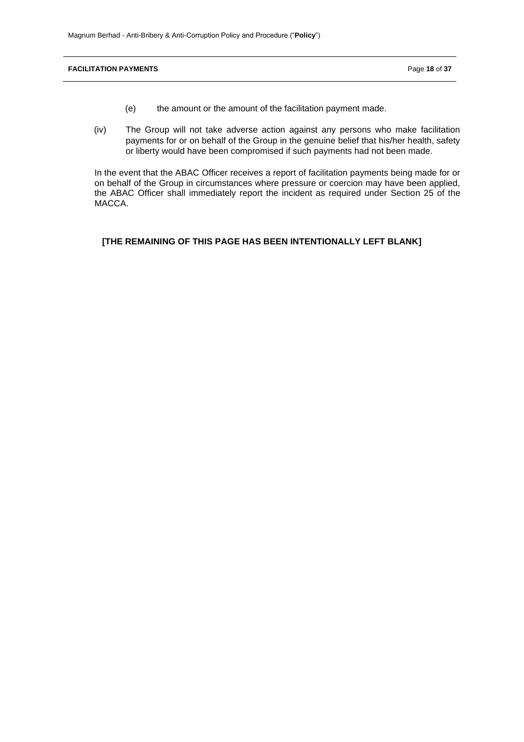(e) the amount or the amount of the facilitation payment made.

(iv) The Group will not take adverse action against any persons who make facilitation payments for or on behalf of the Group in the genuine belief that his/her health, safety or liberty would have been compromised if such payments had not been made.

In the event that the ABAC Officer receives a report of facilitation payments being made for or on behalf of the Group in circumstances where pressure or coercion may have been applied, the ABAC Officer shall immediately report the incident as required under Section 25 of the MACCA.

**[THE REMAINING OF THIS PAGE HAS BEEN INTENTIONALLY LEFT BLANK]**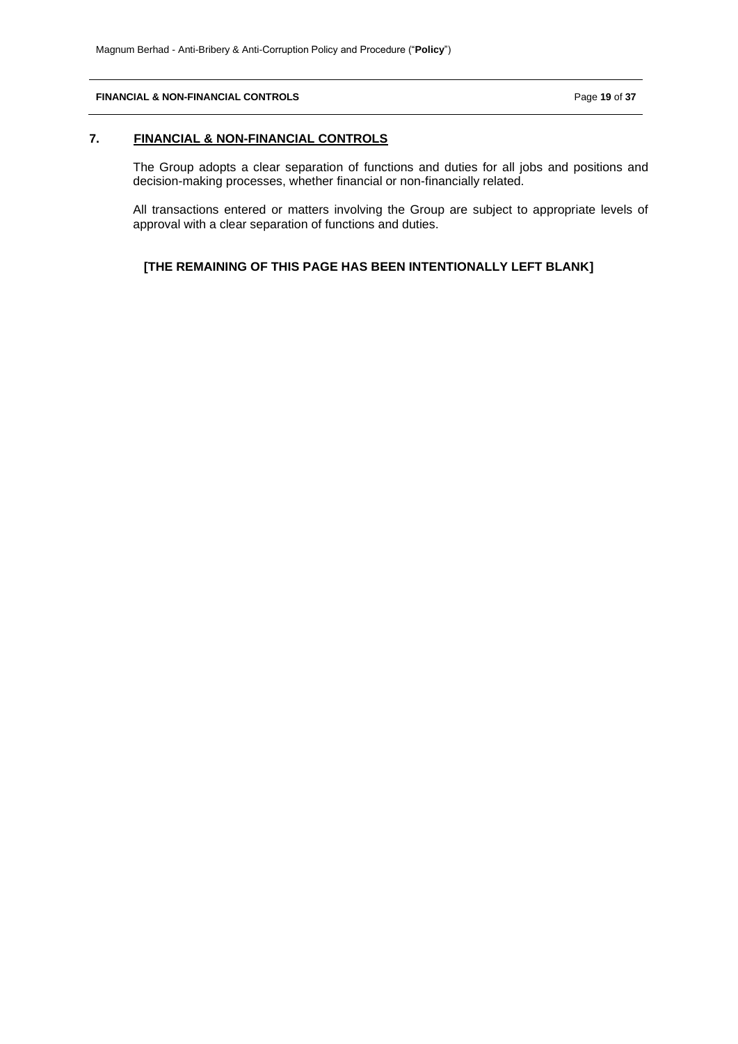## 7. FINANCIAL & NON-FINANCIAL CONTROLS

The Group adopts a clear separation of functions and duties for all jobs and positions and decision-making processes, whether financial or non-financially related.

All transactions entered or matters involving the Group are subject to appropriate levels of approval with a clear separation of functions and duties.

**[THE REMAINING OF THIS PAGE HAS BEEN INTENTIONALLY LEFT BLANK]**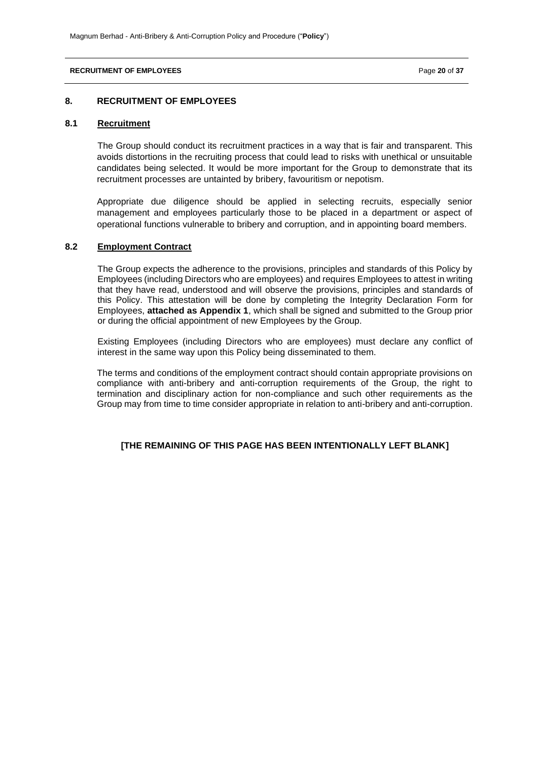## 8. RECRUITMENT OF EMPLOYEES

### 8.1 Recruitment

The Group should conduct its recruitment practices in a way that is fair and transparent. This avoids distortions in the recruiting process that could lead to risks with unethical or unsuitable candidates being selected. It would be more important for the Group to demonstrate that its recruitment processes are untainted by bribery, favouritism or nepotism.

Appropriate due diligence should be applied in selecting recruits, especially senior management and employees particularly those to be placed in a department or aspect of operational functions vulnerable to bribery and corruption, and in appointing board members.

### 8.2 Employment Contract

The Group expects the adherence to the provisions, principles and standards of this Policy by Employees (including Directors who are employees) and requires Employees to attest in writing that they have read, understood and will observe the provisions, principles and standards of this Policy. This attestation will be done by completing the Integrity Declaration Form for Employees, **attached as Appendix 1**, which shall be signed and submitted to the Group prior or during the official appointment of new Employees by the Group.

Existing Employees (including Directors who are employees) must declare any conflict of interest in the same way upon this Policy being disseminated to them.

The terms and conditions of the employment contract should contain appropriate provisions on compliance with anti-bribery and anti-corruption requirements of the Group, the right to termination and disciplinary action for non-compliance and such other requirements as the Group may from time to time consider appropriate in relation to anti-bribery and anti-corruption.

**[THE REMAINING OF THIS PAGE HAS BEEN INTENTIONALLY LEFT BLANK]**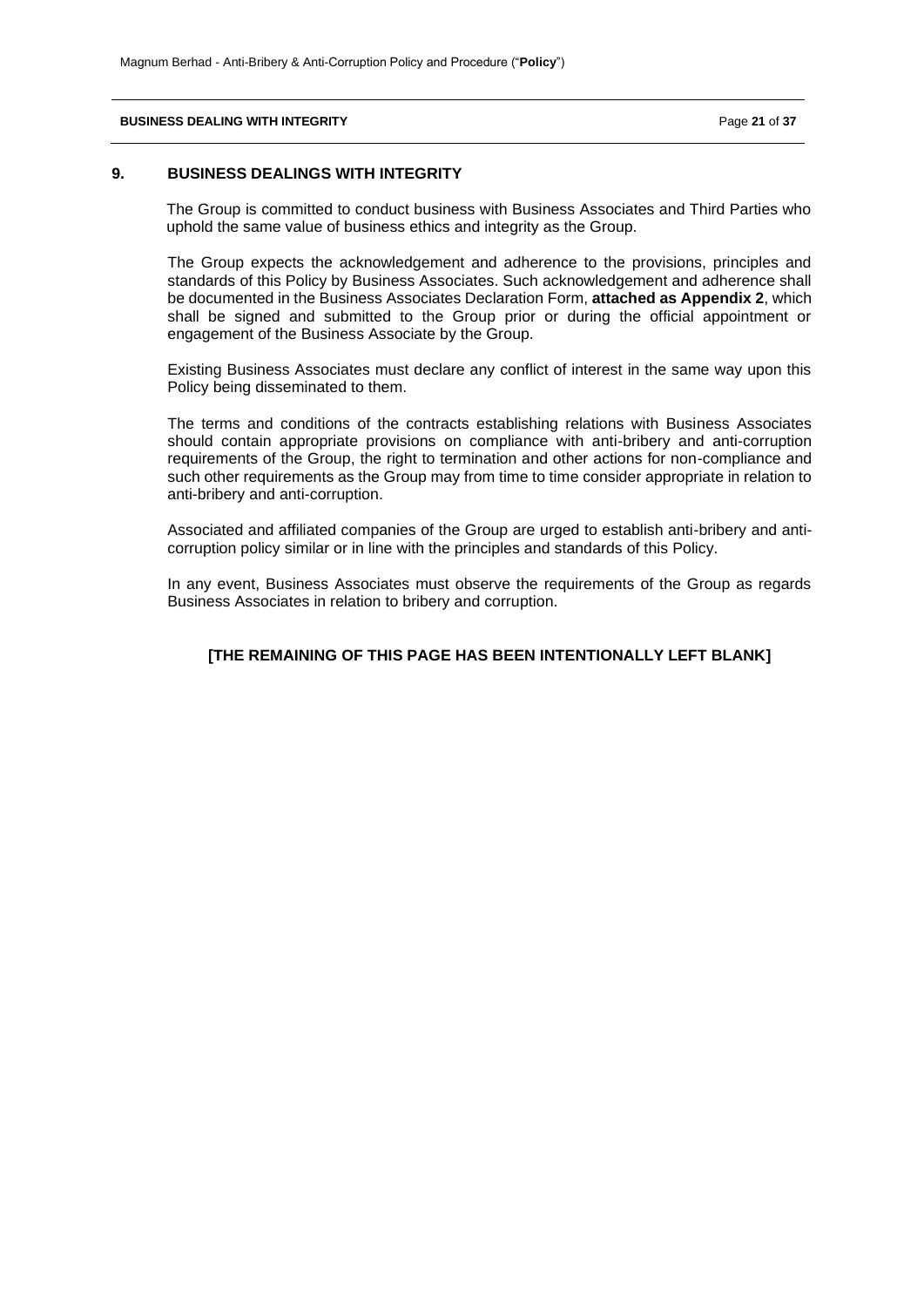## 9. BUSINESS DEALINGS WITH INTEGRITY

The Group is committed to conduct business with Business Associates and Third Parties who uphold the same value of business ethics and integrity as the Group.

The Group expects the acknowledgement and adherence to the provisions, principles and standards of this Policy by Business Associates. Such acknowledgement and adherence shall be documented in the Business Associates Declaration Form, **attached as Appendix 2**, which shall be signed and submitted to the Group prior or during the official appointment or engagement of the Business Associate by the Group.

Existing Business Associates must declare any conflict of interest in the same way upon this Policy being disseminated to them.

The terms and conditions of the contracts establishing relations with Business Associates should contain appropriate provisions on compliance with anti-bribery and anti-corruption requirements of the Group, the right to termination and other actions for non-compliance and such other requirements as the Group may from time to time consider appropriate in relation to anti-bribery and anti-corruption.

Associated and affiliated companies of the Group are urged to establish anti-bribery and anti-corruption policy similar or in line with the principles and standards of this Policy.

In any event, Business Associates must observe the requirements of the Group as regards Business Associates in relation to bribery and corruption.

**[THE REMAINING OF THIS PAGE HAS BEEN INTENTIONALLY LEFT BLANK]**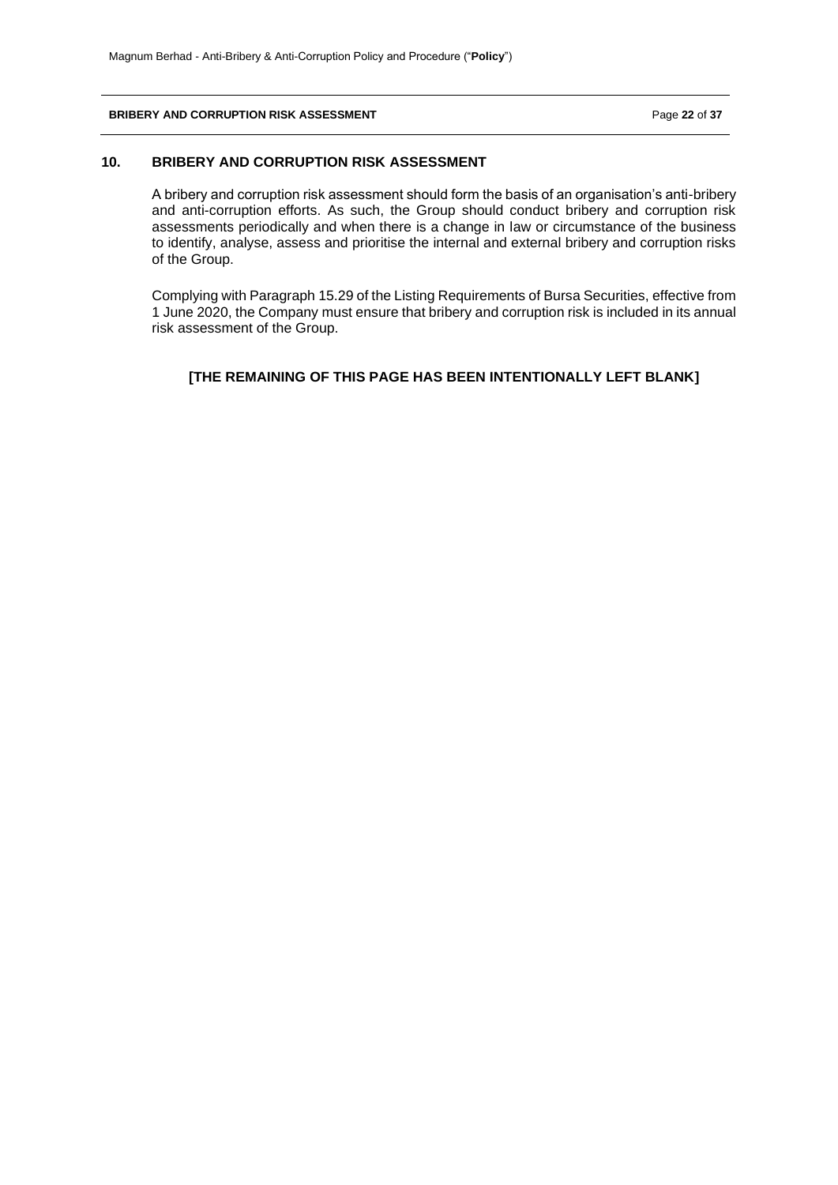## 10. BRIBERY AND CORRUPTION RISK ASSESSMENT

A bribery and corruption risk assessment should form the basis of an organisation's anti-bribery and anti-corruption efforts. As such, the Group should conduct bribery and corruption risk assessments periodically and when there is a change in law or circumstance of the business to identify, analyse, assess and prioritise the internal and external bribery and corruption risks of the Group.

Complying with Paragraph 15.29 of the Listing Requirements of Bursa Securities, effective from 1 June 2020, the Company must ensure that bribery and corruption risk is included in its annual risk assessment of the Group.

**[THE REMAINING OF THIS PAGE HAS BEEN INTENTIONALLY LEFT BLANK]**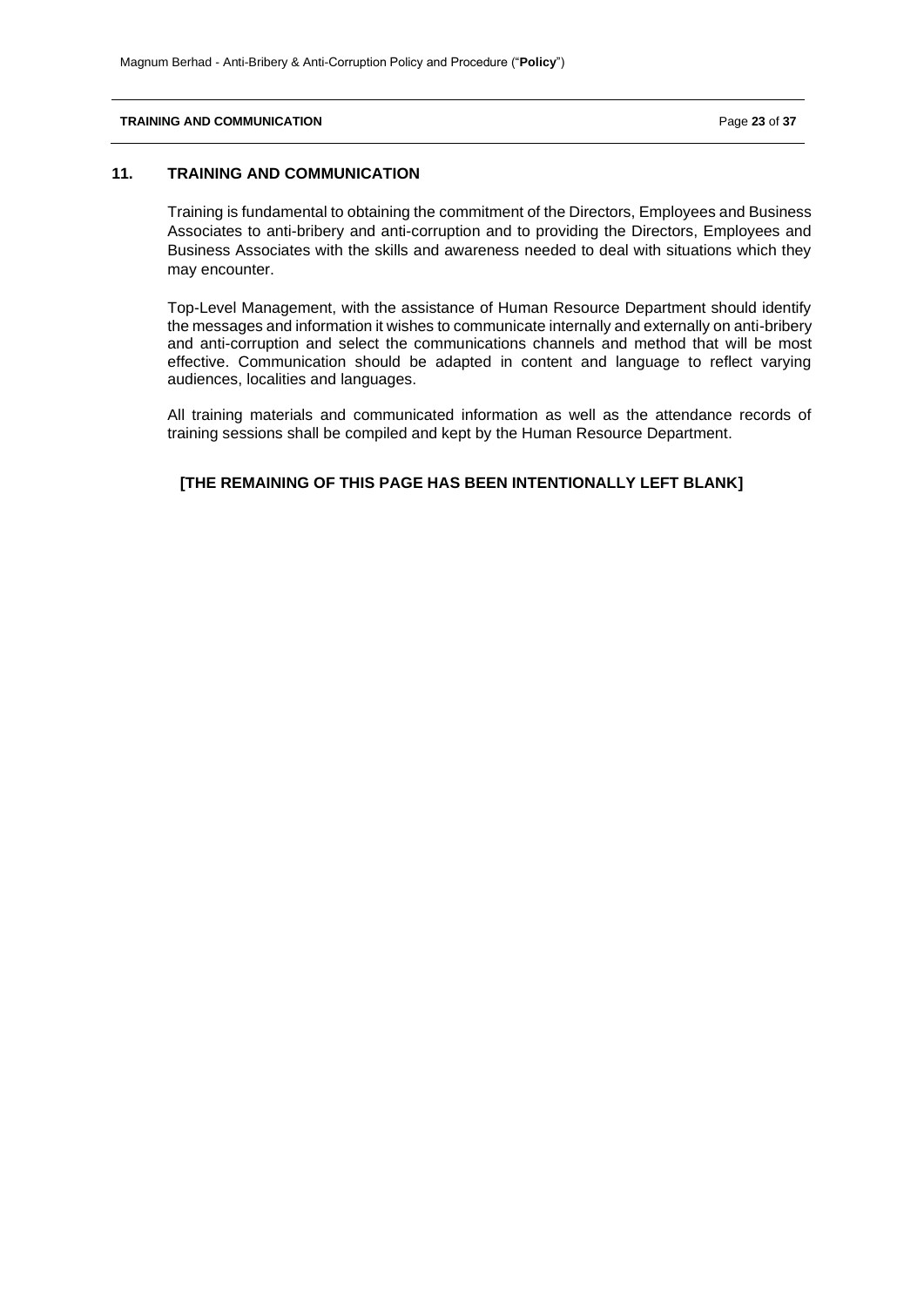## 11. TRAINING AND COMMUNICATION

Training is fundamental to obtaining the commitment of the Directors, Employees and Business Associates to anti-bribery and anti-corruption and to providing the Directors, Employees and Business Associates with the skills and awareness needed to deal with situations which they may encounter.

Top-Level Management, with the assistance of Human Resource Department should identify the messages and information it wishes to communicate internally and externally on anti-bribery and anti-corruption and select the communications channels and method that will be most effective. Communication should be adapted in content and language to reflect varying audiences, localities and languages.

All training materials and communicated information as well as the attendance records of training sessions shall be compiled and kept by the Human Resource Department.

**[THE REMAINING OF THIS PAGE HAS BEEN INTENTIONALLY LEFT BLANK]**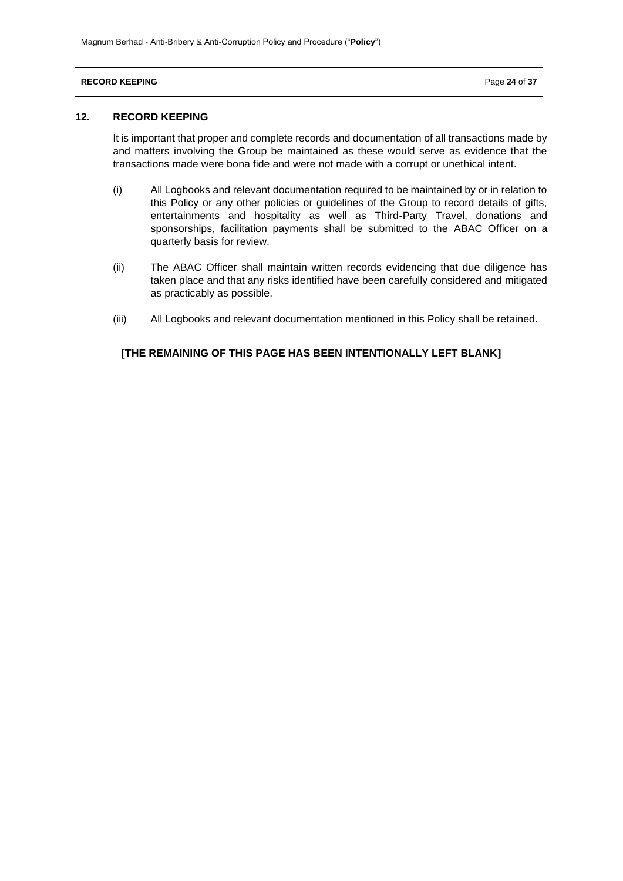## 12. RECORD KEEPING

It is important that proper and complete records and documentation of all transactions made by and matters involving the Group be maintained as these would serve as evidence that the transactions made were bona fide and were not made with a corrupt or unethical intent.

(i) All Logbooks and relevant documentation required to be maintained by or in relation to this Policy or any other policies or guidelines of the Group to record details of gifts, entertainments and hospitality as well as Third-Party Travel, donations and sponsorships, facilitation payments shall be submitted to the ABAC Officer on a quarterly basis for review.

(ii) The ABAC Officer shall maintain written records evidencing that due diligence has taken place and that any risks identified have been carefully considered and mitigated as practicably as possible.

(iii) All Logbooks and relevant documentation mentioned in this Policy shall be retained.

**[THE REMAINING OF THIS PAGE HAS BEEN INTENTIONALLY LEFT BLANK]**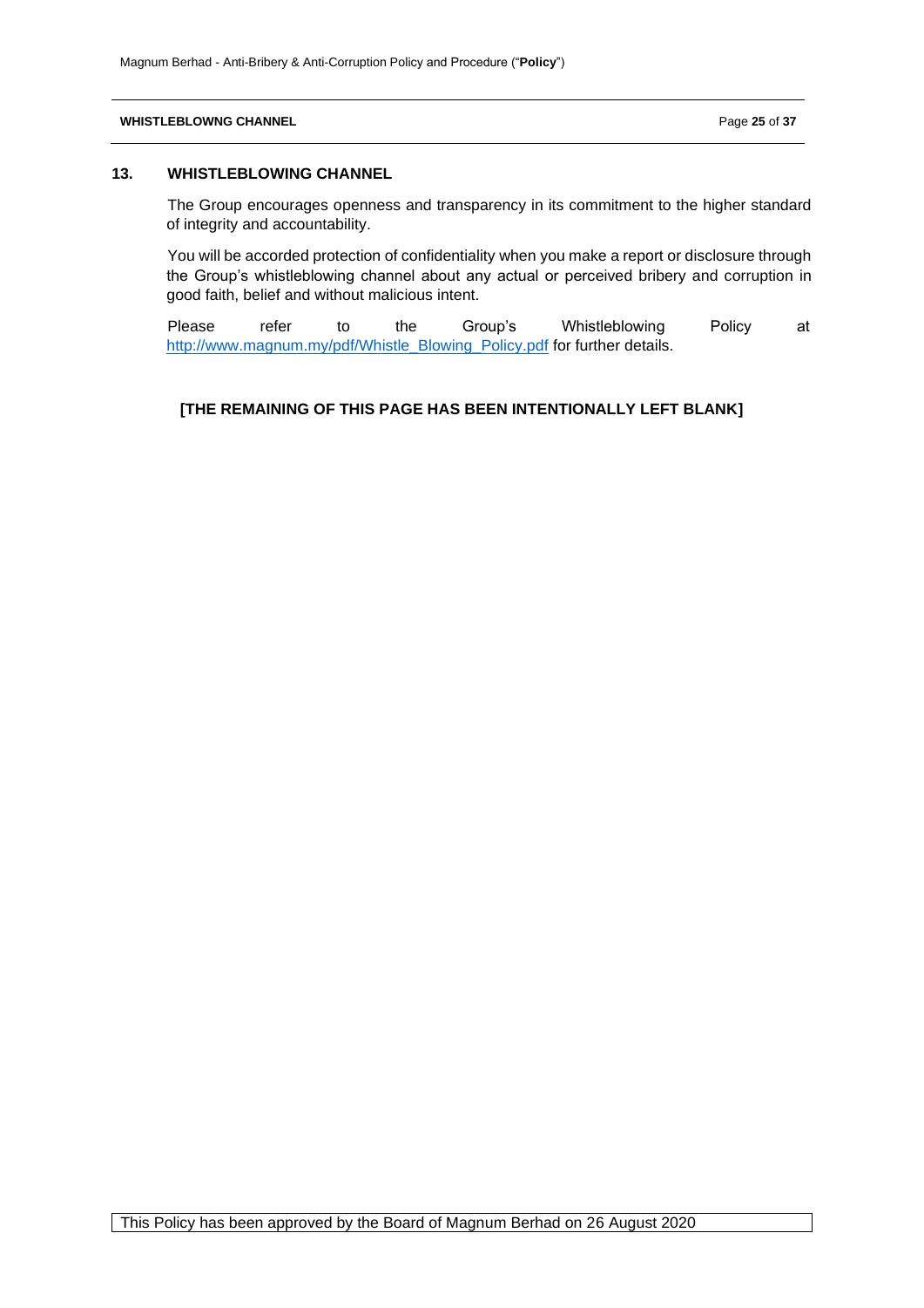## 13. WHISTLEBLOWING CHANNEL

The Group encourages openness and transparency in its commitment to the higher standard of integrity and accountability.

You will be accorded protection of confidentiality when you make a report or disclosure through the Group's whistleblowing channel about any actual or perceived bribery and corruption in good faith, belief and without malicious intent.

Please refer to the Group's Whistleblowing Policy at http://www.magnum.my/pdf/Whistle_Blowing_Policy.pdf for further details.

**[THE REMAINING OF THIS PAGE HAS BEEN INTENTIONALLY LEFT BLANK]**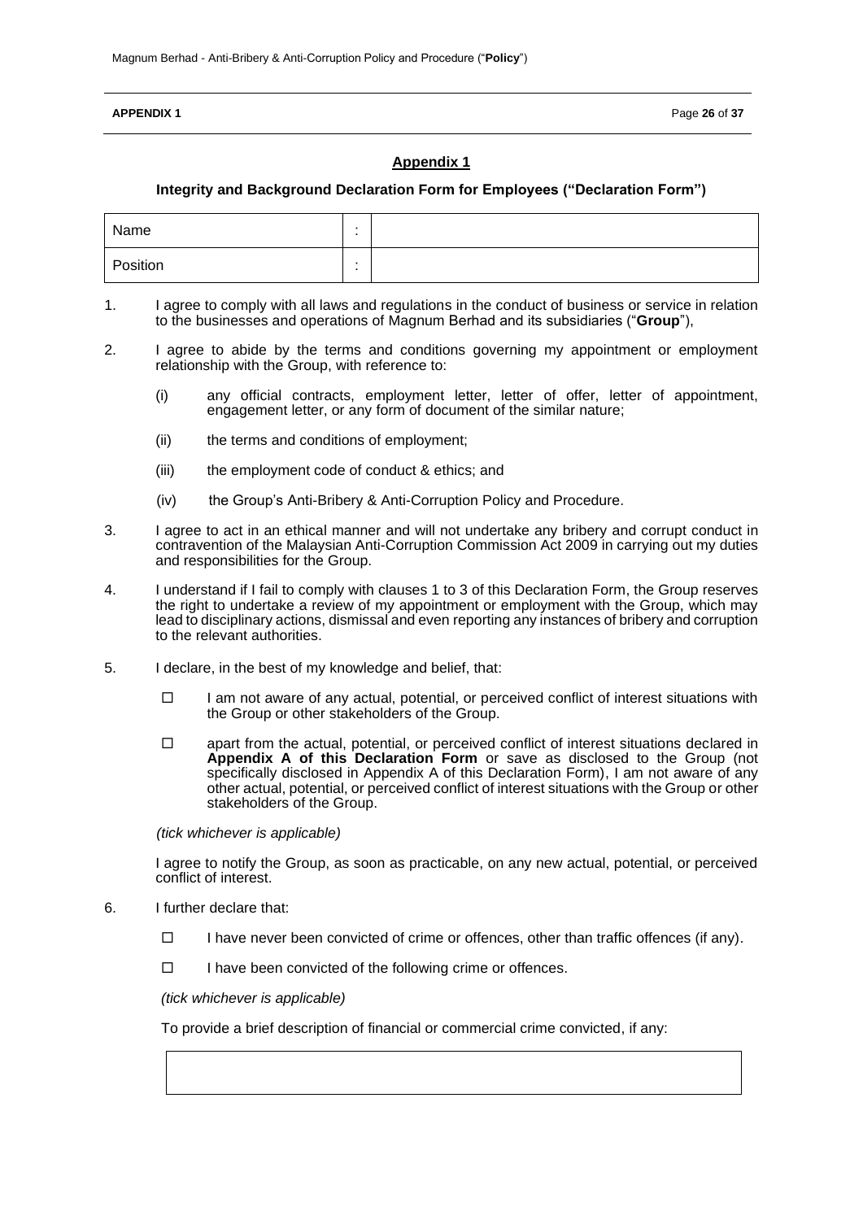## Appendix 1

### Integrity and Background Declaration Form for Employees ("Declaration Form")

| Name | : | |
|---|---|---|
| Position | : | |

1. I agree to comply with all laws and regulations in the conduct of business or service in relation to the businesses and operations of Magnum Berhad and its subsidiaries ("**Group**"),

2. I agree to abide by the terms and conditions governing my appointment or employment relationship with the Group, with reference to:

   (i) any official contracts, employment letter, letter of offer, letter of appointment, engagement letter, or any form of document of the similar nature;

   (ii) the terms and conditions of employment;

   (iii) the employment code of conduct & ethics; and

   (iv) the Group's Anti-Bribery & Anti-Corruption Policy and Procedure.

3. I agree to act in an ethical manner and will not undertake any bribery and corrupt conduct in contravention of the Malaysian Anti-Corruption Commission Act 2009 in carrying out my duties and responsibilities for the Group.

4. I understand if I fail to comply with clauses 1 to 3 of this Declaration Form, the Group reserves the right to undertake a review of my appointment or employment with the Group, which may lead to disciplinary actions, dismissal and even reporting any instances of bribery and corruption to the relevant authorities.

5. I declare, in the best of my knowledge and belief, that:

   ☐ I am not aware of any actual, potential, or perceived conflict of interest situations with the Group or other stakeholders of the Group.

   ☐ apart from the actual, potential, or perceived conflict of interest situations declared in **Appendix A of this Declaration Form** or save as disclosed to the Group (not specifically disclosed in Appendix A of this Declaration Form), I am not aware of any other actual, potential, or perceived conflict of interest situations with the Group or other stakeholders of the Group.

   *(tick whichever is applicable)*

   I agree to notify the Group, as soon as practicable, on any new actual, potential, or perceived conflict of interest.

6. I further declare that:

   ☐ I have never been convicted of crime or offences, other than traffic offences (if any).

   ☐ I have been convicted of the following crime or offences.

   *(tick whichever is applicable)*

   To provide a brief description of financial or commercial crime convicted, if any:

| |
|---|
| |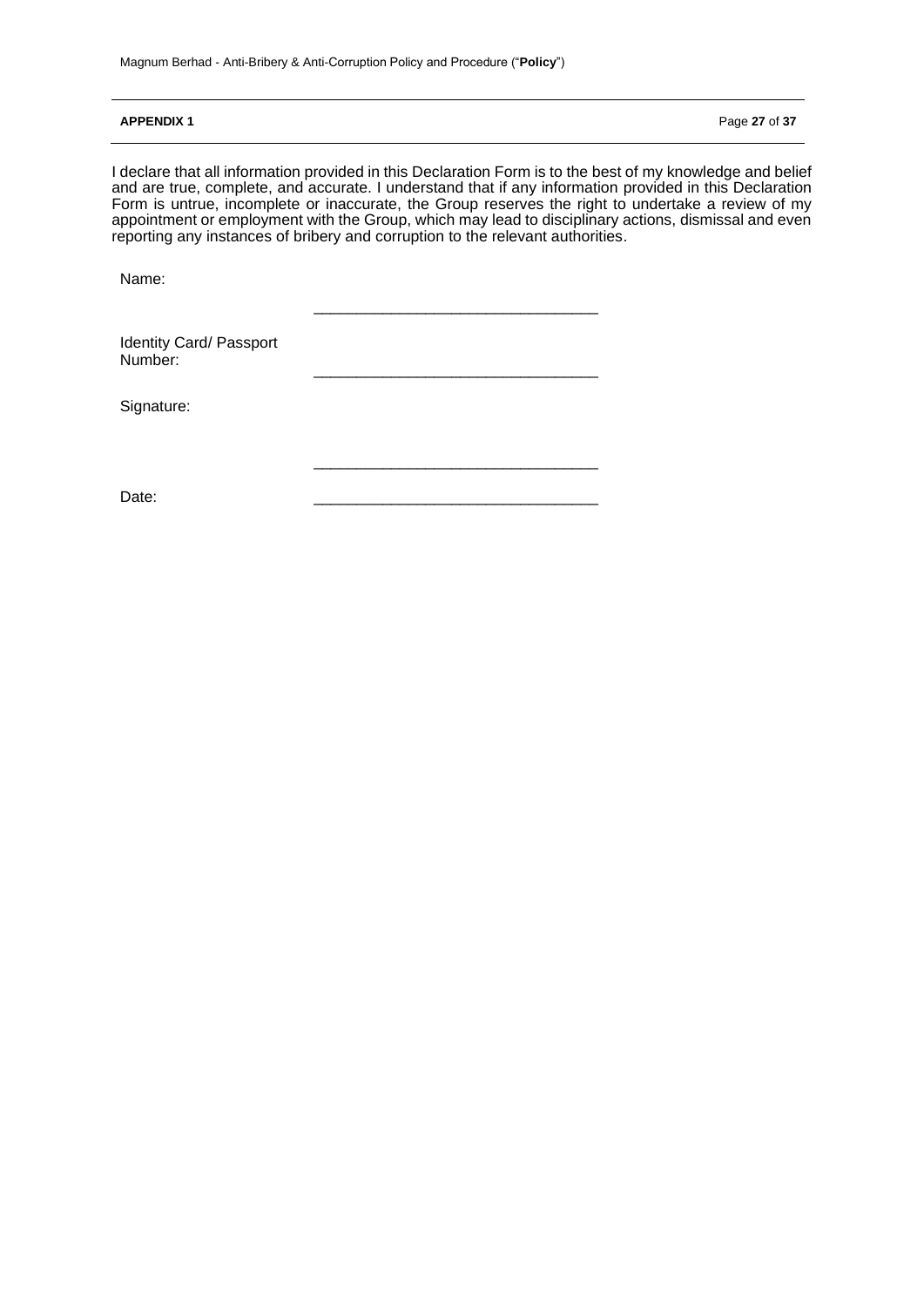**APPENDIX 1**

I declare that all information provided in this Declaration Form is to the best of my knowledge and belief and are true, complete, and accurate. I understand that if any information provided in this Declaration Form is untrue, incomplete or inaccurate, the Group reserves the right to undertake a review of my appointment or employment with the Group, which may lead to disciplinary actions, dismissal and even reporting any instances of bribery and corruption to the relevant authorities.

Name: ________________________________

Identity Card/ Passport Number: ________________________________

Signature: ________________________________

Date: ________________________________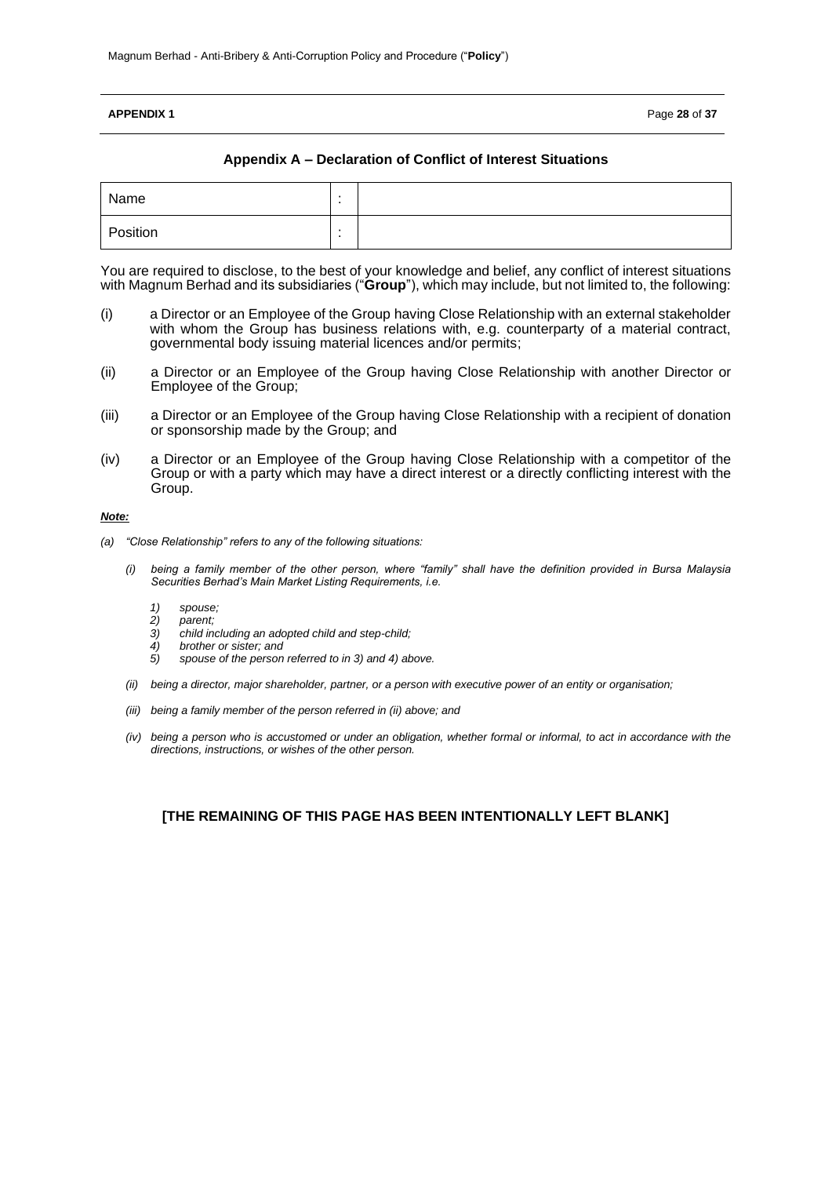**APPENDIX 1**

## Appendix A – Declaration of Conflict of Interest Situations

| Name | : | |
|---|---|---|
| Position | : | |

You are required to disclose, to the best of your knowledge and belief, any conflict of interest situations with Magnum Berhad and its subsidiaries ("**Group**"), which may include, but not limited to, the following:

(i) a Director or an Employee of the Group having Close Relationship with an external stakeholder with whom the Group has business relations with, e.g. counterparty of a material contract, governmental body issuing material licences and/or permits;

(ii) a Director or an Employee of the Group having Close Relationship with another Director or Employee of the Group;

(iii) a Director or an Employee of the Group having Close Relationship with a recipient of donation or sponsorship made by the Group; and

(iv) a Director or an Employee of the Group having Close Relationship with a competitor of the Group or with a party which may have a direct interest or a directly conflicting interest with the Group.

***Note:***

*(a) "Close Relationship" refers to any of the following situations:*

*(i) being a family member of the other person, where "family" shall have the definition provided in Bursa Malaysia Securities Berhad's Main Market Listing Requirements, i.e.*

*1) spouse;*
*2) parent;*
*3) child including an adopted child and step-child;*
*4) brother or sister; and*
*5) spouse of the person referred to in 3) and 4) above.*

*(ii) being a director, major shareholder, partner, or a person with executive power of an entity or organisation;*

*(iii) being a family member of the person referred in (ii) above; and*

*(iv) being a person who is accustomed or under an obligation, whether formal or informal, to act in accordance with the directions, instructions, or wishes of the other person.*

**[THE REMAINING OF THIS PAGE HAS BEEN INTENTIONALLY LEFT BLANK]**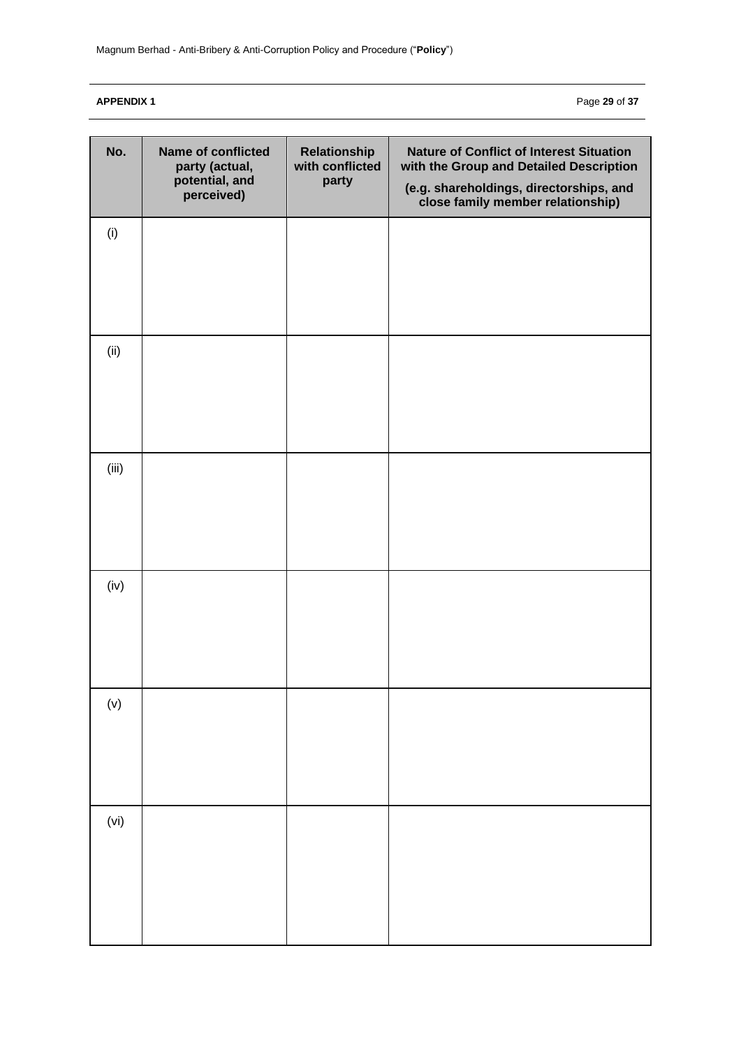**APPENDIX 1**

| No. | Name of conflicted party (actual, potential, and perceived) | Relationship with conflicted party | Nature of Conflict of Interest Situation with the Group and Detailed Description<br>(e.g. shareholdings, directorships, and close family member relationship) |
|---|---|---|---|
| (i) | | | |
| (ii) | | | |
| (iii) | | | |
| (iv) | | | |
| (v) | | | |
| (vi) | | | |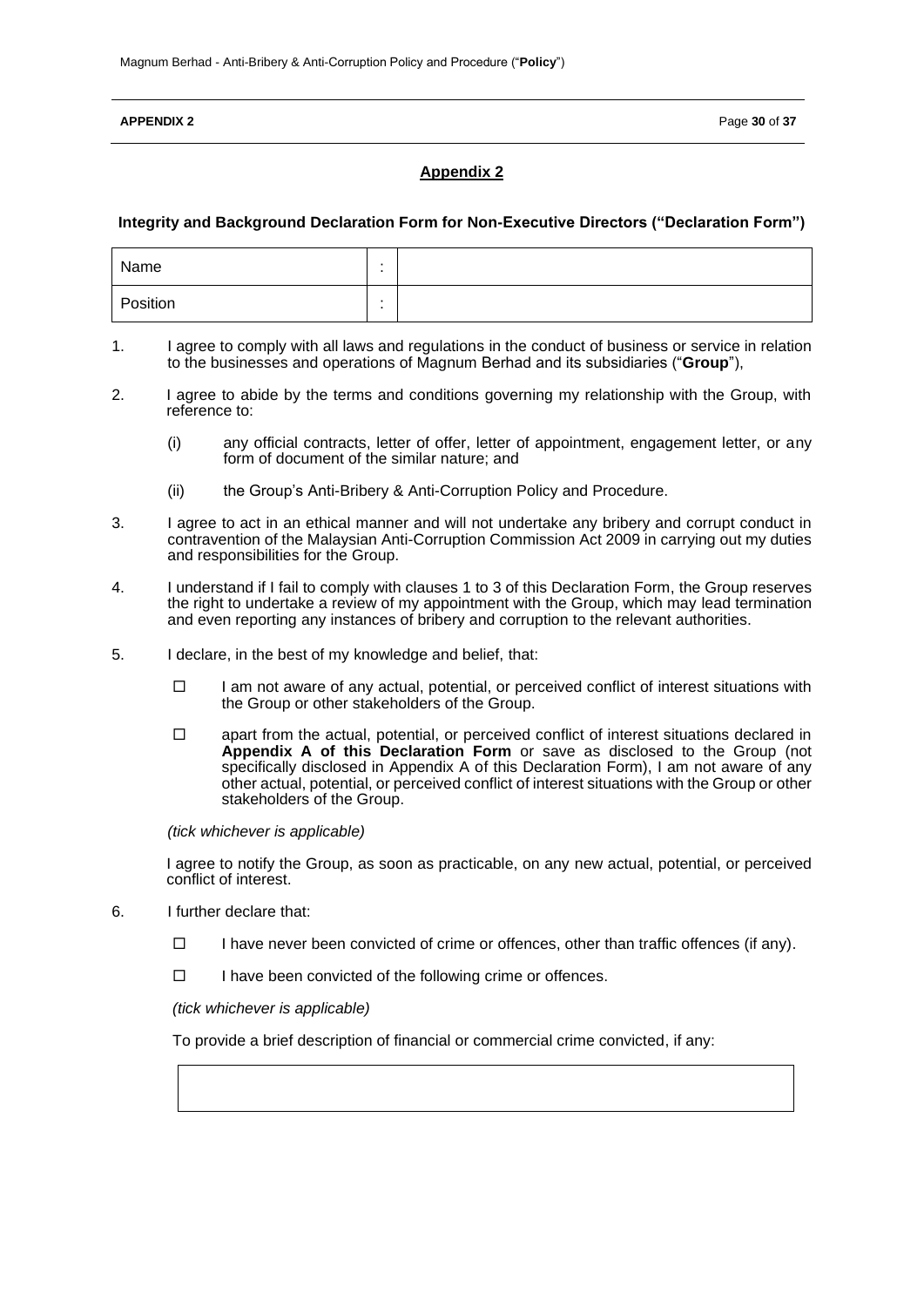## Appendix 2

### Integrity and Background Declaration Form for Non-Executive Directors ("Declaration Form")

| Name | : | |
|---|---|---|
| Position | : | |

1. I agree to comply with all laws and regulations in the conduct of business or service in relation to the businesses and operations of Magnum Berhad and its subsidiaries ("**Group**"),

2. I agree to abide by the terms and conditions governing my relationship with the Group, with reference to:

   (i) any official contracts, letter of offer, letter of appointment, engagement letter, or any form of document of the similar nature; and

   (ii) the Group's Anti-Bribery & Anti-Corruption Policy and Procedure.

3. I agree to act in an ethical manner and will not undertake any bribery and corrupt conduct in contravention of the Malaysian Anti-Corruption Commission Act 2009 in carrying out my duties and responsibilities for the Group.

4. I understand if I fail to comply with clauses 1 to 3 of this Declaration Form, the Group reserves the right to undertake a review of my appointment with the Group, which may lead termination and even reporting any instances of bribery and corruption to the relevant authorities.

5. I declare, in the best of my knowledge and belief, that:

   ☐ I am not aware of any actual, potential, or perceived conflict of interest situations with the Group or other stakeholders of the Group.

   ☐ apart from the actual, potential, or perceived conflict of interest situations declared in **Appendix A of this Declaration Form** or save as disclosed to the Group (not specifically disclosed in Appendix A of this Declaration Form), I am not aware of any other actual, potential, or perceived conflict of interest situations with the Group or other stakeholders of the Group.

   *(tick whichever is applicable)*

   I agree to notify the Group, as soon as practicable, on any new actual, potential, or perceived conflict of interest.

6. I further declare that:

   ☐ I have never been convicted of crime or offences, other than traffic offences (if any).

   ☐ I have been convicted of the following crime or offences.

   *(tick whichever is applicable)*

   To provide a brief description of financial or commercial crime convicted, if any:

   | |
   |---|
   | |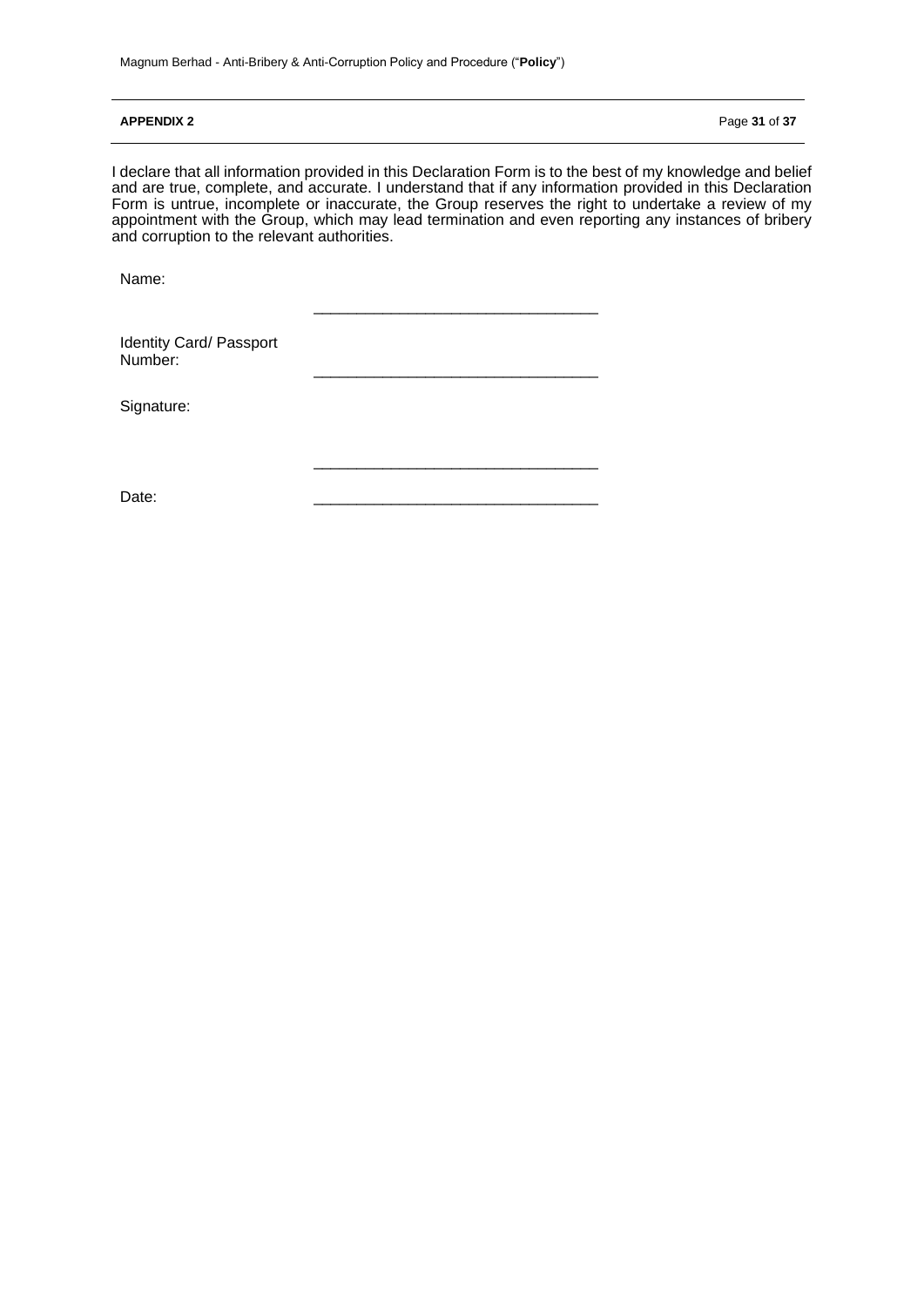**APPENDIX 2**

I declare that all information provided in this Declaration Form is to the best of my knowledge and belief and are true, complete, and accurate. I understand that if any information provided in this Declaration Form is untrue, incomplete or inaccurate, the Group reserves the right to undertake a review of my appointment with the Group, which may lead termination and even reporting any instances of bribery and corruption to the relevant authorities.

Name: ________________________________

Identity Card/ Passport Number: ________________________________

Signature: ________________________________

Date: ________________________________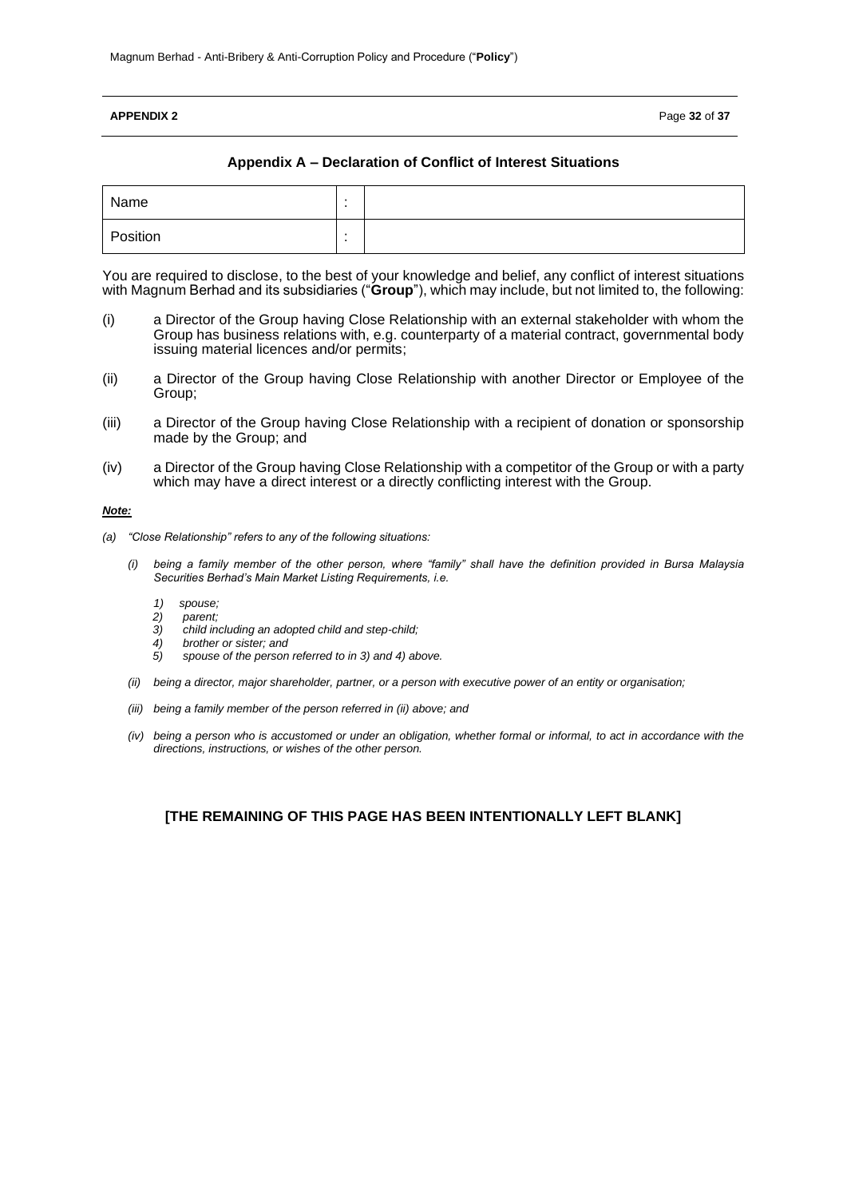**APPENDIX 2**

## Appendix A – Declaration of Conflict of Interest Situations

| Name | : | |
|---|---|---|
| Position | : | |

You are required to disclose, to the best of your knowledge and belief, any conflict of interest situations with Magnum Berhad and its subsidiaries ("**Group**"), which may include, but not limited to, the following:

(i) a Director of the Group having Close Relationship with an external stakeholder with whom the Group has business relations with, e.g. counterparty of a material contract, governmental body issuing material licences and/or permits;

(ii) a Director of the Group having Close Relationship with another Director or Employee of the Group;

(iii) a Director of the Group having Close Relationship with a recipient of donation or sponsorship made by the Group; and

(iv) a Director of the Group having Close Relationship with a competitor of the Group or with a party which may have a direct interest or a directly conflicting interest with the Group.

***Note:***

*(a) "Close Relationship" refers to any of the following situations:*

*(i) being a family member of the other person, where "family" shall have the definition provided in Bursa Malaysia Securities Berhad's Main Market Listing Requirements, i.e.*

*1) spouse;*
*2) parent;*
*3) child including an adopted child and step-child;*
*4) brother or sister; and*
*5) spouse of the person referred to in 3) and 4) above.*

*(ii) being a director, major shareholder, partner, or a person with executive power of an entity or organisation;*

*(iii) being a family member of the person referred in (ii) above; and*

*(iv) being a person who is accustomed or under an obligation, whether formal or informal, to act in accordance with the directions, instructions, or wishes of the other person.*

**[THE REMAINING OF THIS PAGE HAS BEEN INTENTIONALLY LEFT BLANK]**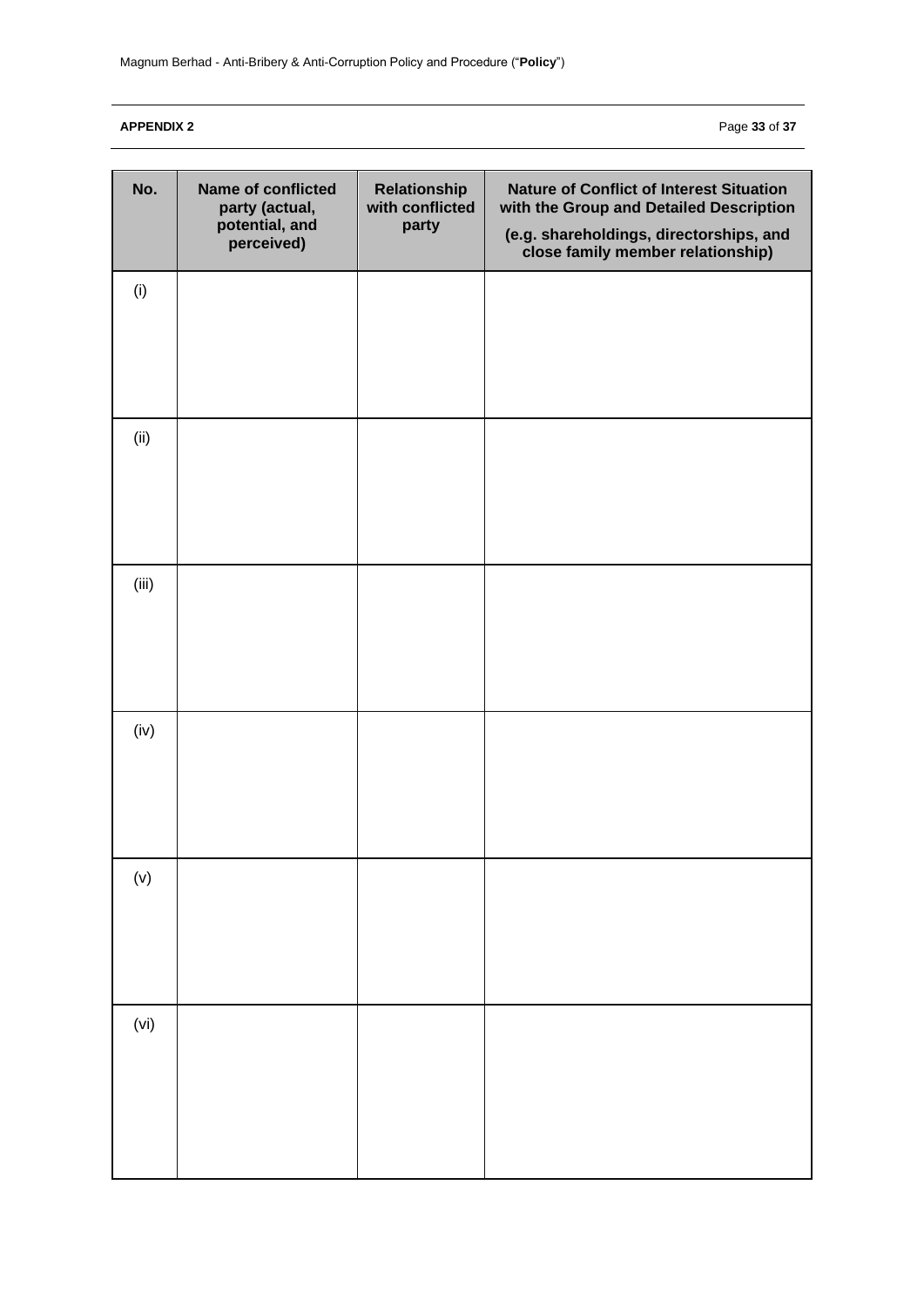**APPENDIX 2**

| No. | Name of conflicted party (actual, potential, and perceived) | Relationship with conflicted party | Nature of Conflict of Interest Situation with the Group and Detailed Description (e.g. shareholdings, directorships, and close family member relationship) |
|---|---|---|---|
| (i) | | | |
| (ii) | | | |
| (iii) | | | |
| (iv) | | | |
| (v) | | | |
| (vi) | | | |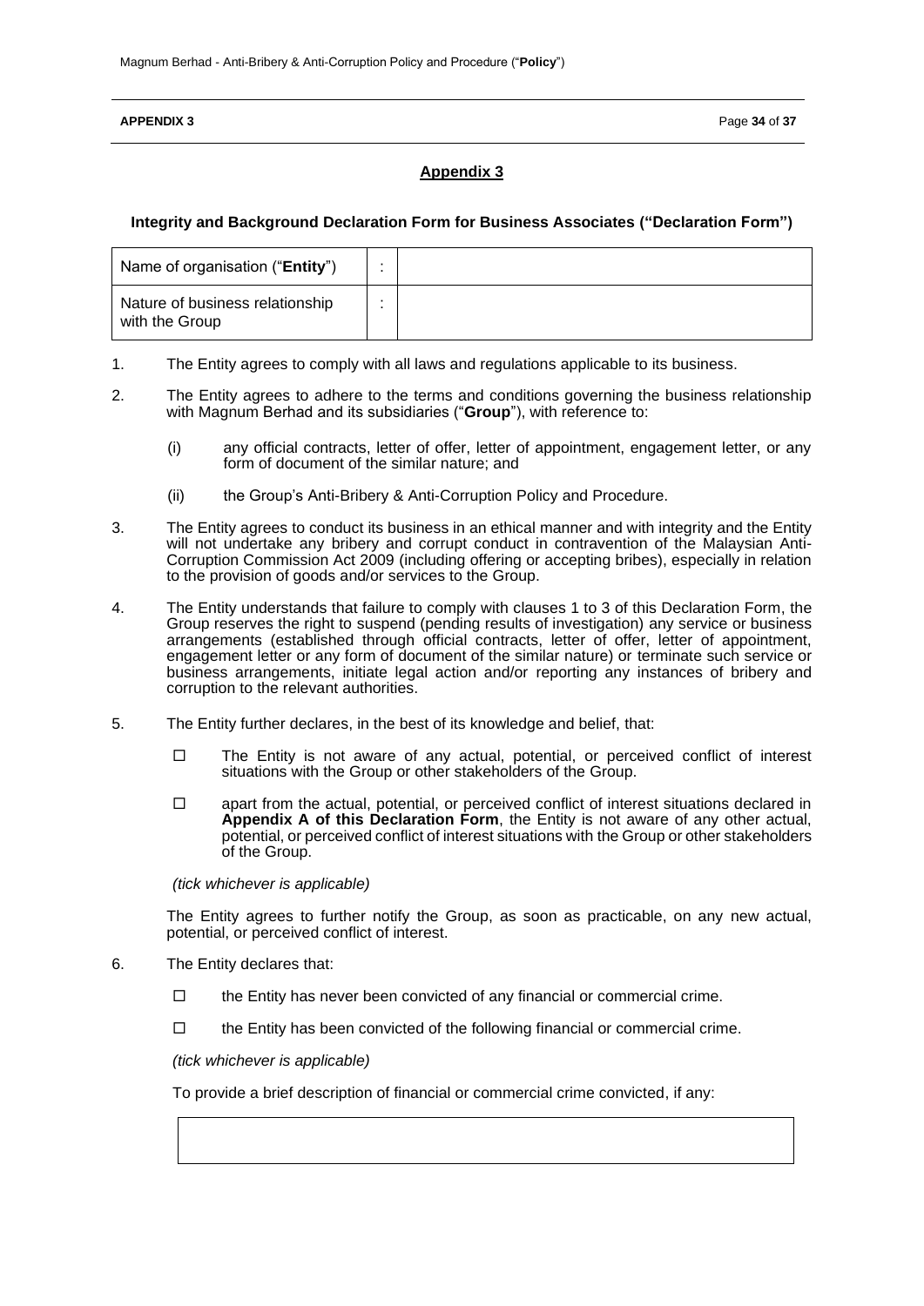**APPENDIX 3**

## Appendix 3

### Integrity and Background Declaration Form for Business Associates ("Declaration Form")

| Name of organisation ("**Entity**") | : | |
|---|---|---|
| Nature of business relationship with the Group | : | |

1. The Entity agrees to comply with all laws and regulations applicable to its business.

2. The Entity agrees to adhere to the terms and conditions governing the business relationship with Magnum Berhad and its subsidiaries ("**Group**"), with reference to:

   (i) any official contracts, letter of offer, letter of appointment, engagement letter, or any form of document of the similar nature; and

   (ii) the Group's Anti-Bribery & Anti-Corruption Policy and Procedure.

3. The Entity agrees to conduct its business in an ethical manner and with integrity and the Entity will not undertake any bribery and corrupt conduct in contravention of the Malaysian Anti-Corruption Commission Act 2009 (including offering or accepting bribes), especially in relation to the provision of goods and/or services to the Group.

4. The Entity understands that failure to comply with clauses 1 to 3 of this Declaration Form, the Group reserves the right to suspend (pending results of investigation) any service or business arrangements (established through official contracts, letter of offer, letter of appointment, engagement letter or any form of document of the similar nature) or terminate such service or business arrangements, initiate legal action and/or reporting any instances of bribery and corruption to the relevant authorities.

5. The Entity further declares, in the best of its knowledge and belief, that:

   ☐ The Entity is not aware of any actual, potential, or perceived conflict of interest situations with the Group or other stakeholders of the Group.

   ☐ apart from the actual, potential, or perceived conflict of interest situations declared in **Appendix A of this Declaration Form**, the Entity is not aware of any other actual, potential, or perceived conflict of interest situations with the Group or other stakeholders of the Group.

   *(tick whichever is applicable)*

   The Entity agrees to further notify the Group, as soon as practicable, on any new actual, potential, or perceived conflict of interest.

6. The Entity declares that:

   ☐ the Entity has never been convicted of any financial or commercial crime.

   ☐ the Entity has been convicted of the following financial or commercial crime.

   *(tick whichever is applicable)*

   To provide a brief description of financial or commercial crime convicted, if any:

   | |
   |---|
   | |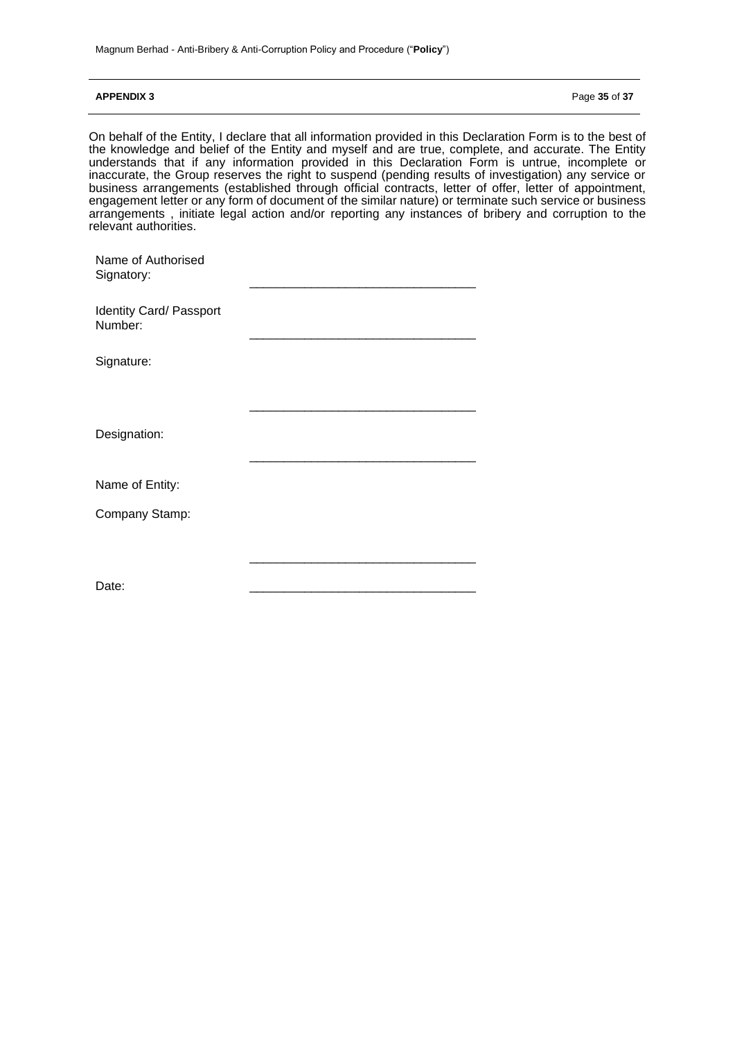**APPENDIX 3**

On behalf of the Entity, I declare that all information provided in this Declaration Form is to the best of the knowledge and belief of the Entity and myself and are true, complete, and accurate. The Entity understands that if any information provided in this Declaration Form is untrue, incomplete or inaccurate, the Group reserves the right to suspend (pending results of investigation) any service or business arrangements (established through official contracts, letter of offer, letter of appointment, engagement letter or any form of document of the similar nature) or terminate such service or business arrangements , initiate legal action and/or reporting any instances of bribery and corruption to the relevant authorities.

Name of Authorised Signatory: ________________________________

Identity Card/ Passport Number: ________________________________

Signature: ________________________________

Designation: ________________________________

Name of Entity:

Company Stamp: ________________________________

Date: ________________________________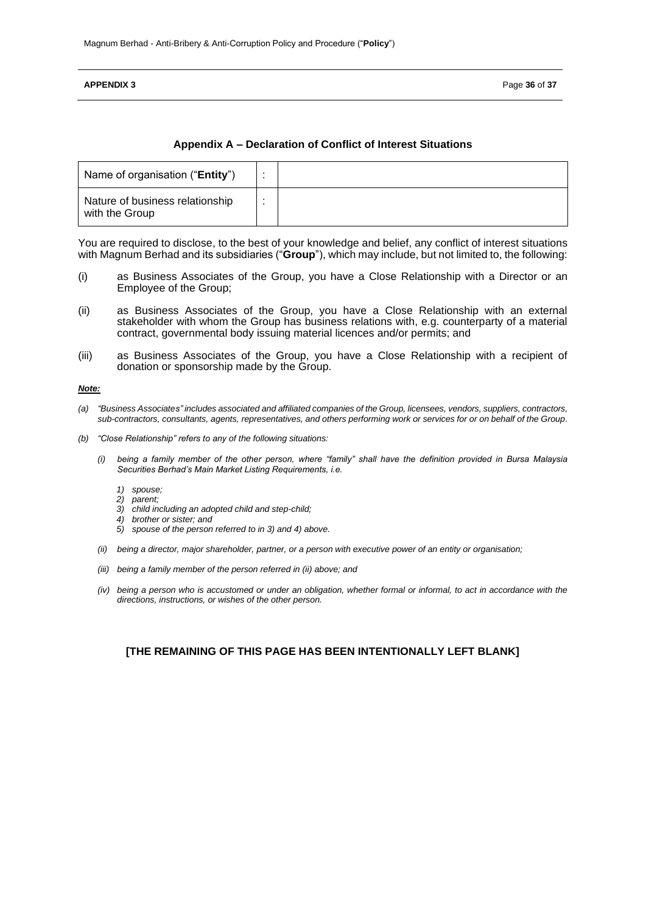**APPENDIX 3**

## Appendix A – Declaration of Conflict of Interest Situations

| Name of organisation ("**Entity**") | : | |
|---|---|---|
| Nature of business relationship with the Group | : | |

You are required to disclose, to the best of your knowledge and belief, any conflict of interest situations with Magnum Berhad and its subsidiaries ("**Group**"), which may include, but not limited to, the following:

(i) as Business Associates of the Group, you have a Close Relationship with a Director or an Employee of the Group;

(ii) as Business Associates of the Group, you have a Close Relationship with an external stakeholder with whom the Group has business relations with, e.g. counterparty of a material contract, governmental body issuing material licences and/or permits; and

(iii) as Business Associates of the Group, you have a Close Relationship with a recipient of donation or sponsorship made by the Group.

***Note:***

*(a) "Business Associates" includes associated and affiliated companies of the Group, licensees, vendors, suppliers, contractors, sub-contractors, consultants, agents, representatives, and others performing work or services for or on behalf of the Group.*

*(b) "Close Relationship" refers to any of the following situations:*

*(i) being a family member of the other person, where "family" shall have the definition provided in Bursa Malaysia Securities Berhad's Main Market Listing Requirements, i.e.*

*1) spouse;*
*2) parent;*
*3) child including an adopted child and step-child;*
*4) brother or sister; and*
*5) spouse of the person referred to in 3) and 4) above.*

*(ii) being a director, major shareholder, partner, or a person with executive power of an entity or organisation;*

*(iii) being a family member of the person referred in (ii) above; and*

*(iv) being a person who is accustomed or under an obligation, whether formal or informal, to act in accordance with the directions, instructions, or wishes of the other person.*

**[THE REMAINING OF THIS PAGE HAS BEEN INTENTIONALLY LEFT BLANK]**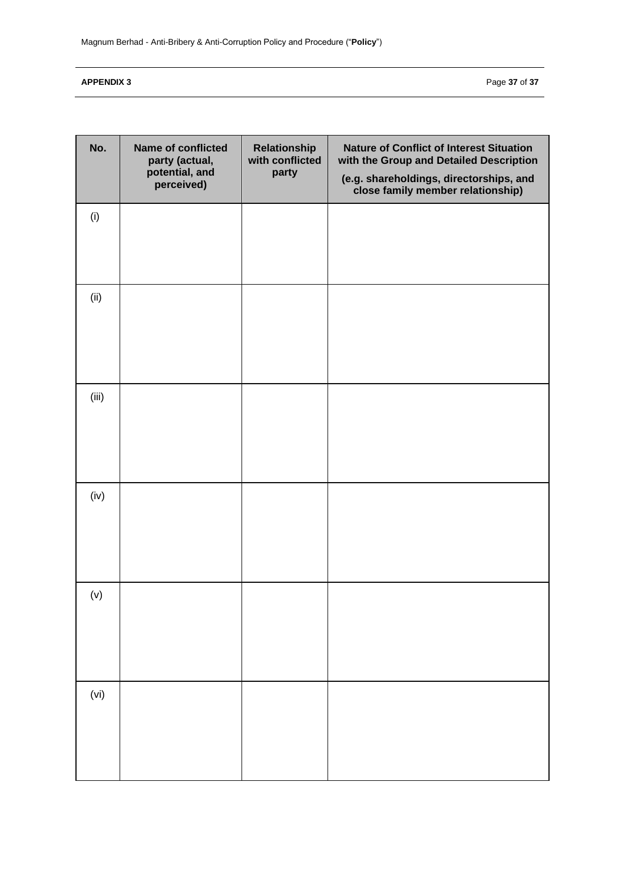| No. | Name of conflicted party (actual, potential, and perceived) | Relationship with conflicted party | Nature of Conflict of Interest Situation with the Group and Detailed Description (e.g. shareholdings, directorships, and close family member relationship) |
|---|---|---|---|
| (i) | | | |
| (ii) | | | |
| (iii) | | | |
| (iv) | | | |
| (v) | | | |
| (vi) | | | |